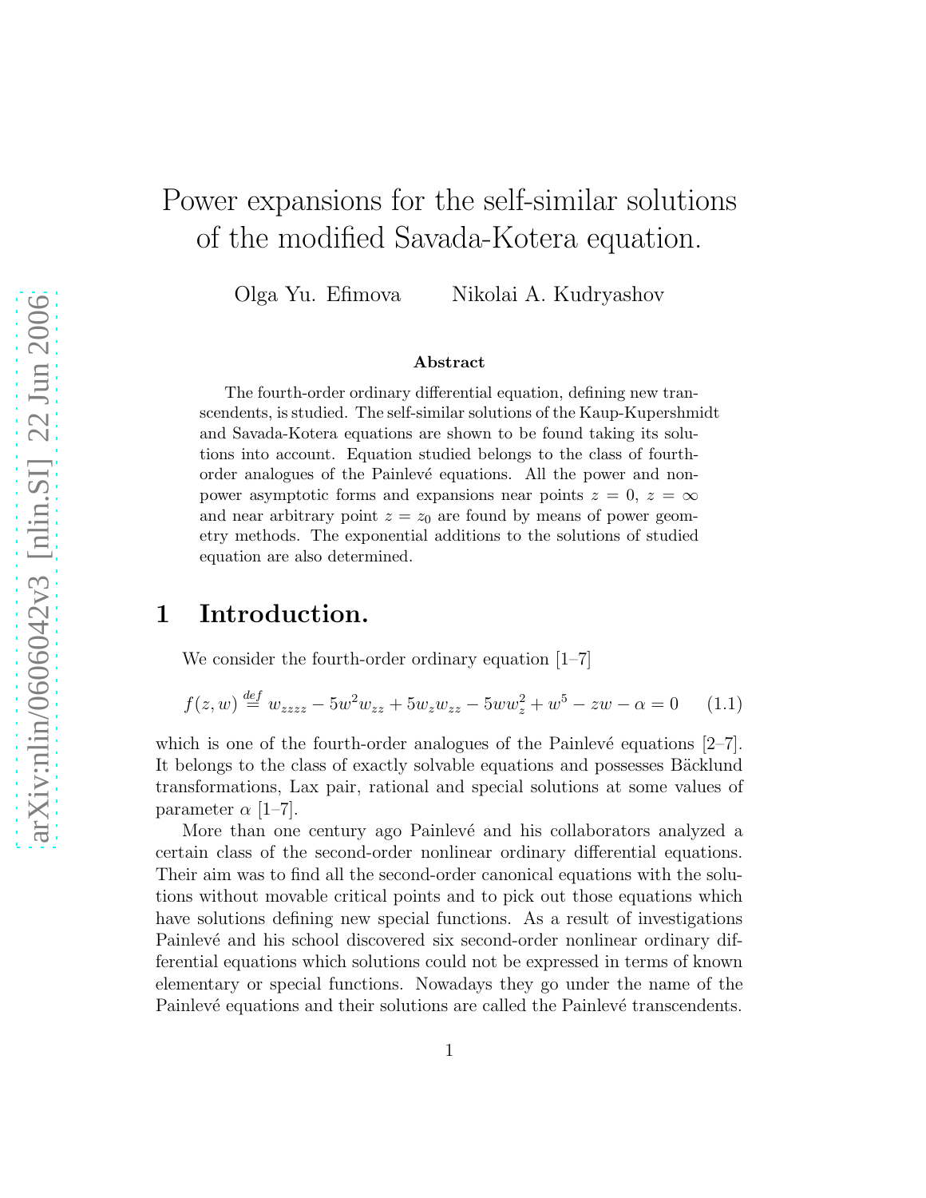# Power expansions for the self-similar solutions of the modified Savada-Kotera equation.

Olga Yu. Efimova      Nikolai A. Kudryashov

### Abstract

The fourth-order ordinary differential equation, defining new transcendents, is studied. The self-similar solutions of the Kaup-Kupershmidt and Savada-Kotera equations are shown to be found taking its solutions into account. Equation studied belongs to the class of fourth-order analogues of the Painlevé equations. All the power and non-power asymptotic forms and expansions near points $z = 0$, $z = \infty$ and near arbitrary point $z = z_0$ are found by means of power geometry methods. The exponential additions to the solutions of studied equation are also determined.

## 1 Introduction.

We consider the fourth-order ordinary equation [1–7]

$$f(z,w) \stackrel{def}{=} w_{zzzz} - 5w^2 w_{zz} + 5w_z w_{zz} - 5ww_z^2 + w^5 - zw - \alpha = 0 \qquad (1.1)$$

which is one of the fourth-order analogues of the Painlevé equations [2–7]. It belongs to the class of exactly solvable equations and possesses Bäcklund transformations, Lax pair, rational and special solutions at some values of parameter $\alpha$ [1–7].

More than one century ago Painlevé and his collaborators analyzed a certain class of the second-order nonlinear ordinary differential equations. Their aim was to find all the second-order canonical equations with the solutions without movable critical points and to pick out those equations which have solutions defining new special functions. As a result of investigations Painlevé and his school discovered six second-order nonlinear ordinary differential equations which solutions could not be expressed in terms of known elementary or special functions. Nowadays they go under the name of the Painlevé equations and their solutions are called the Painlevé transcendents.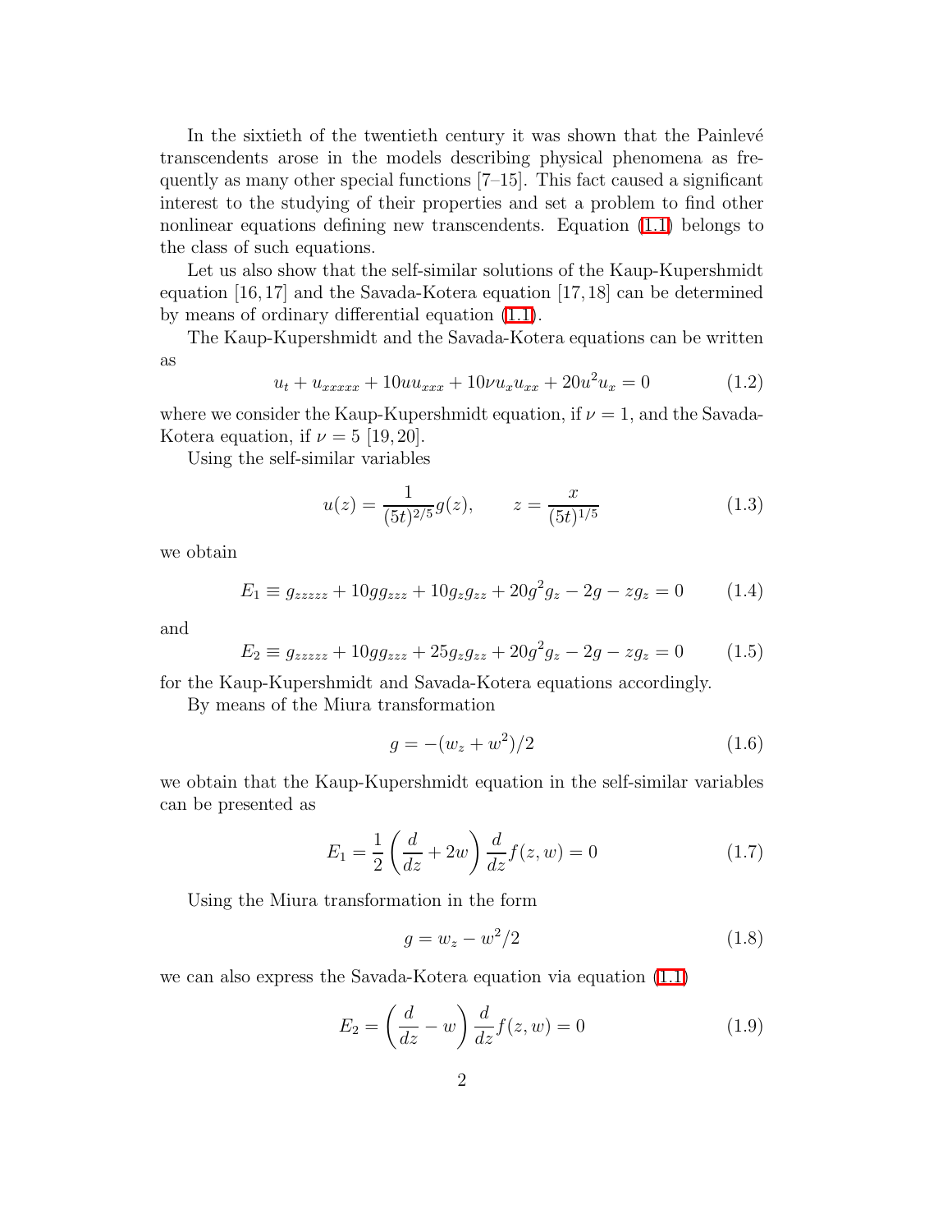In the sixtieth of the twentieth century it was shown that the Painlevé transcendents arose in the models describing physical phenomena as frequently as many other special functions [7–15]. This fact caused a significant interest to the studying of their properties and set a problem to find other nonlinear equations defining new transcendents. Equation (1.1) belongs to the class of such equations.

Let us also show that the self-similar solutions of the Kaup-Kupershmidt equation [16, 17] and the Savada-Kotera equation [17, 18] can be determined by means of ordinary differential equation (1.1).

The Kaup-Kupershmidt and the Savada-Kotera equations can be written as

$$u_t + u_{xxxxx} + 10uu_{xxx} + 10\nu u_x u_{xx} + 20u^2 u_x = 0 \tag{1.2}$$

where we consider the Kaup-Kupershmidt equation, if $\nu = 1$, and the Savada-Kotera equation, if $\nu = 5$ [19, 20].

Using the self-similar variables

$$u(z) = \frac{1}{(5t)^{2/5}} g(z), \qquad z = \frac{x}{(5t)^{1/5}} \tag{1.3}$$

we obtain

$$E_1 \equiv g_{zzzzz} + 10gg_{zzz} + 10g_z g_{zz} + 20g^2 g_z - 2g - zg_z = 0 \tag{1.4}$$

and

$$E_2 \equiv g_{zzzzz} + 10gg_{zzz} + 25g_z g_{zz} + 20g^2 g_z - 2g - zg_z = 0 \tag{1.5}$$

for the Kaup-Kupershmidt and Savada-Kotera equations accordingly.

By means of the Miura transformation

$$g = -(w_z + w^2)/2 \tag{1.6}$$

we obtain that the Kaup-Kupershmidt equation in the self-similar variables can be presented as

$$E_1 = \frac{1}{2}\left(\frac{d}{dz} + 2w\right)\frac{d}{dz} f(z, w) = 0 \tag{1.7}$$

Using the Miura transformation in the form

$$g = w_z - w^2/2 \tag{1.8}$$

we can also express the Savada-Kotera equation via equation (1.1)

$$E_2 = \left(\frac{d}{dz} - w\right)\frac{d}{dz} f(z, w) = 0 \tag{1.9}$$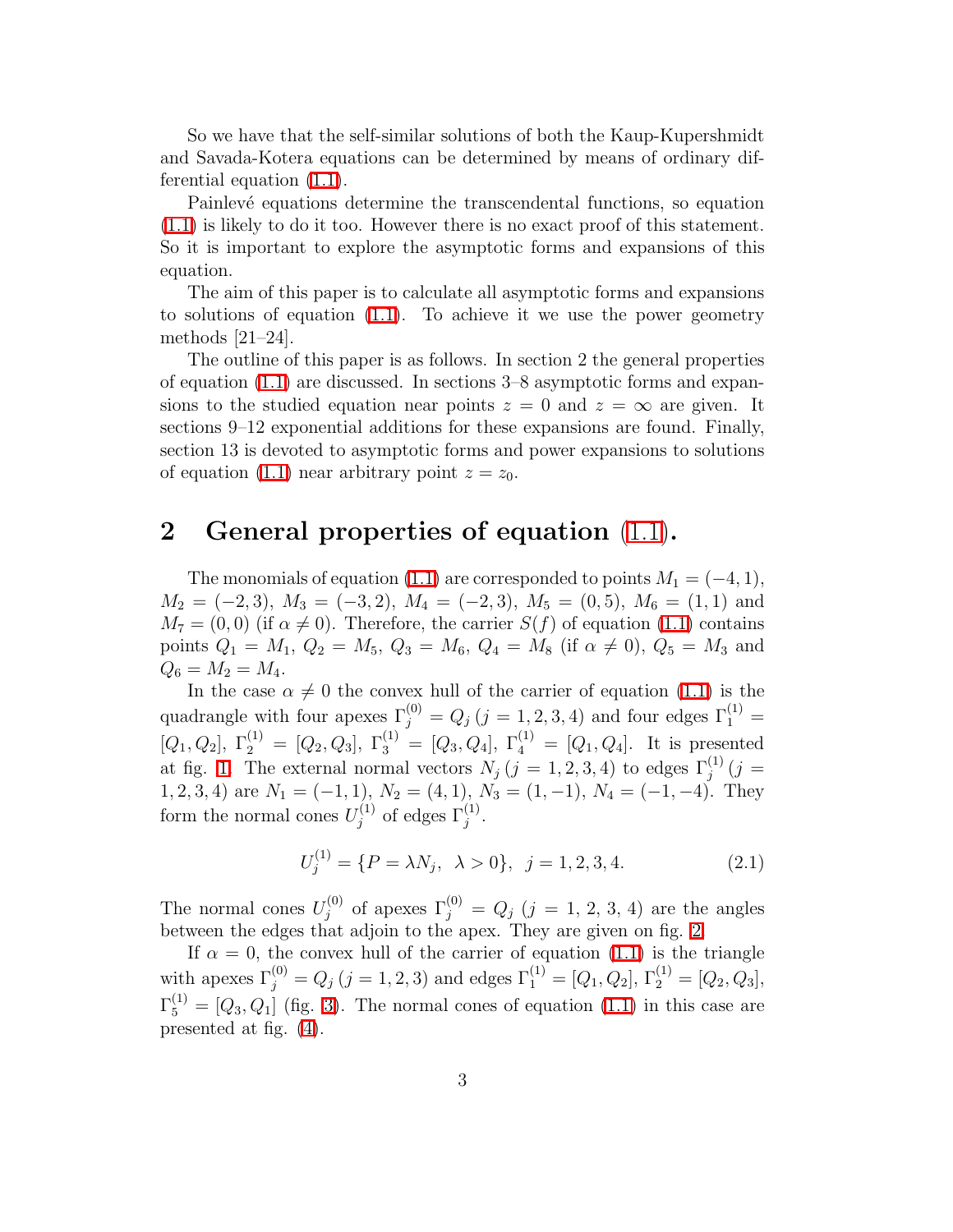So we have that the self-similar solutions of both the Kaup-Kupershmidt and Savada-Kotera equations can be determined by means of ordinary differential equation (1.1).

Painlevé equations determine the transcendental functions, so equation (1.1) is likely to do it too. However there is no exact proof of this statement. So it is important to explore the asymptotic forms and expansions of this equation.

The aim of this paper is to calculate all asymptotic forms and expansions to solutions of equation (1.1). To achieve it we use the power geometry methods [21–24].

The outline of this paper is as follows. In section 2 the general properties of equation (1.1) are discussed. In sections 3–8 asymptotic forms and expansions to the studied equation near points $z = 0$ and $z = \infty$ are given. It sections 9–12 exponential additions for these expansions are found. Finally, section 13 is devoted to asymptotic forms and power expansions to solutions of equation (1.1) near arbitrary point $z = z_0$.

## 2 General properties of equation (1.1).

The monomials of equation (1.1) are corresponded to points $M_1 = (-4, 1)$, $M_2 = (-2, 3)$, $M_3 = (-3, 2)$, $M_4 = (-2, 3)$, $M_5 = (0, 5)$, $M_6 = (1, 1)$ and $M_7 = (0, 0)$ (if $\alpha \neq 0$). Therefore, the carrier $S(f)$ of equation (1.1) contains points $Q_1 = M_1$, $Q_2 = M_5$, $Q_3 = M_6$, $Q_4 = M_8$ (if $\alpha \neq 0$), $Q_5 = M_3$ and $Q_6 = M_2 = M_4$.

In the case $\alpha \neq 0$ the convex hull of the carrier of equation (1.1) is the quadrangle with four apexes $\Gamma_j^{(0)} = Q_j \, (j = 1, 2, 3, 4)$ and four edges $\Gamma_1^{(1)} = [Q_1, Q_2]$, $\Gamma_2^{(1)} = [Q_2, Q_3]$, $\Gamma_3^{(1)} = [Q_3, Q_4]$, $\Gamma_4^{(1)} = [Q_1, Q_4]$. It is presented at fig. 1. The external normal vectors $N_j \, (j = 1, 2, 3, 4)$ to edges $\Gamma_j^{(1)} \, (j = 1, 2, 3, 4)$ are $N_1 = (-1, 1)$, $N_2 = (4, 1)$, $N_3 = (1, -1)$, $N_4 = (-1, -4)$. They form the normal cones $U_j^{(1)}$ of edges $\Gamma_j^{(1)}$.

$$U_j^{(1)} = \{P = \lambda N_j, \;\; \lambda > 0\}, \;\; j = 1, 2, 3, 4. \tag{2.1}$$

The normal cones $U_j^{(0)}$ of apexes $\Gamma_j^{(0)} = Q_j$ $(j = 1,\, 2,\, 3,\, 4)$ are the angles between the edges that adjoin to the apex. They are given on fig. 2.

If $\alpha = 0$, the convex hull of the carrier of equation (1.1) is the triangle with apexes $\Gamma_j^{(0)} = Q_j \, (j = 1, 2, 3)$ and edges $\Gamma_1^{(1)} = [Q_1, Q_2]$, $\Gamma_2^{(1)} = [Q_2, Q_3]$, $\Gamma_5^{(1)} = [Q_3, Q_1]$ (fig. 3). The normal cones of equation (1.1) in this case are presented at fig. (4).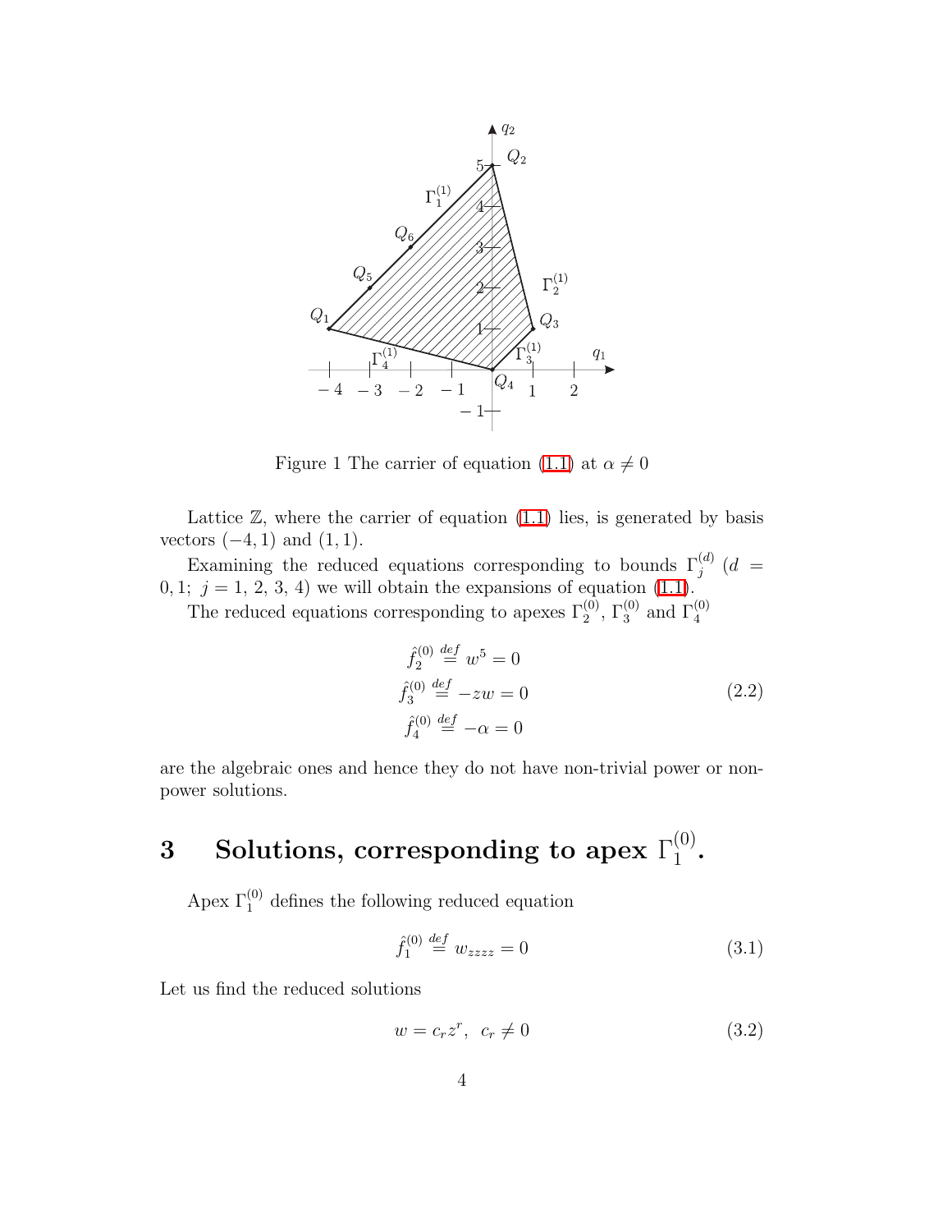Figure 1 The carrier of equation (1.1) at $\alpha \neq 0$

Lattice $\mathbb{Z}$, where the carrier of equation (1.1) lies, is generated by basis vectors $(-4, 1)$ and $(1, 1)$.

Examining the reduced equations corresponding to bounds $\Gamma_j^{(d)}$ ($d = 0, 1;\ j = 1,\ 2,\ 3,\ 4$) we will obtain the expansions of equation (1.1).

The reduced equations corresponding to apexes $\Gamma_2^{(0)}$, $\Gamma_3^{(0)}$ and $\Gamma_4^{(0)}$

$$\begin{aligned} \hat{f}_2^{(0)} &\stackrel{def}{=} w^5 = 0 \\ \hat{f}_3^{(0)} &\stackrel{def}{=} -zw = 0 \\ \hat{f}_4^{(0)} &\stackrel{def}{=} -\alpha = 0 \end{aligned} \tag{2.2}$$

are the algebraic ones and hence they do not have non-trivial power or non-power solutions.

# 3 Solutions, corresponding to apex $\Gamma_1^{(0)}$.

Apex $\Gamma_1^{(0)}$ defines the following reduced equation

$$\hat{f}_1^{(0)} \stackrel{def}{=} w_{zzzz} = 0 \tag{3.1}$$

Let us find the reduced solutions

$$w = c_r z^r, \;\; c_r \neq 0 \tag{3.2}$$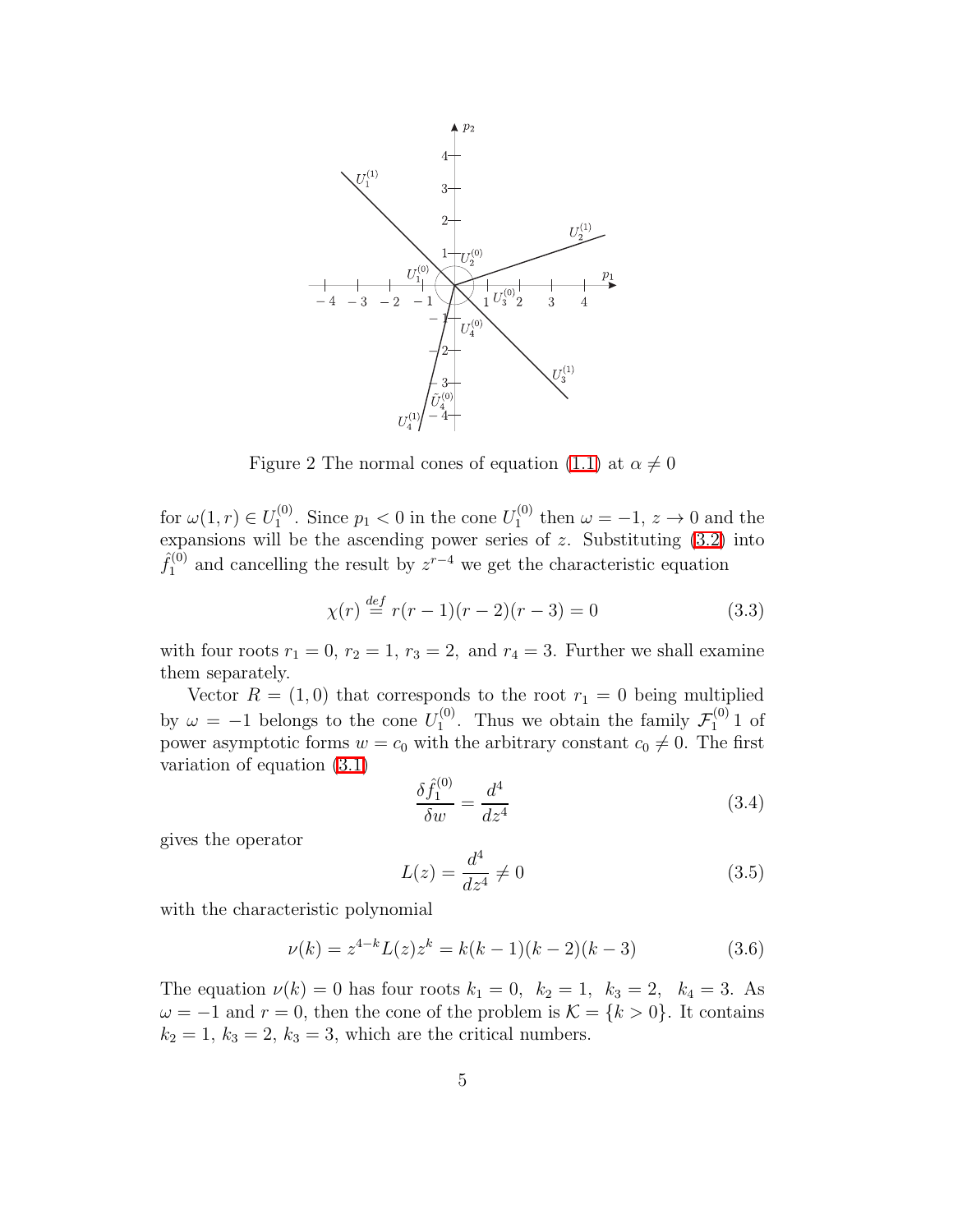Figure 2 The normal cones of equation (1.1) at $\alpha \neq 0$

for $\omega(1, r) \in U_1^{(0)}$. Since $p_1 < 0$ in the cone $U_1^{(0)}$ then $\omega = -1$, $z \to 0$ and the expansions will be the ascending power series of $z$. Substituting (3.2) into $\hat{f}_1^{(0)}$ and cancelling the result by $z^{r-4}$ we get the characteristic equation

$$\chi(r) \stackrel{def}{=} r(r-1)(r-2)(r-3) = 0 \tag{3.3}$$

with four roots $r_1 = 0$, $r_2 = 1$, $r_3 = 2$, and $r_4 = 3$. Further we shall examine them separately.

Vector $R = (1, 0)$ that corresponds to the root $r_1 = 0$ being multiplied by $\omega = -1$ belongs to the cone $U_1^{(0)}$. Thus we obtain the family $\mathcal{F}_1^{(0)}1$ of power asymptotic forms $w = c_0$ with the arbitrary constant $c_0 \neq 0$. The first variation of equation (3.1)

$$\frac{\delta \hat{f}_1^{(0)}}{\delta w} = \frac{d^4}{dz^4} \tag{3.4}$$

gives the operator

$$L(z) = \frac{d^4}{dz^4} \neq 0 \tag{3.5}$$

with the characteristic polynomial

$$\nu(k) = z^{4-k} L(z) z^k = k(k-1)(k-2)(k-3) \tag{3.6}$$

The equation $\nu(k) = 0$ has four roots $k_1 = 0$, $k_2 = 1$, $k_3 = 2$, $k_4 = 3$. As $\omega = -1$ and $r = 0$, then the cone of the problem is $\mathcal{K} = \{k > 0\}$. It contains $k_2 = 1$, $k_3 = 2$, $k_3 = 3$, which are the critical numbers.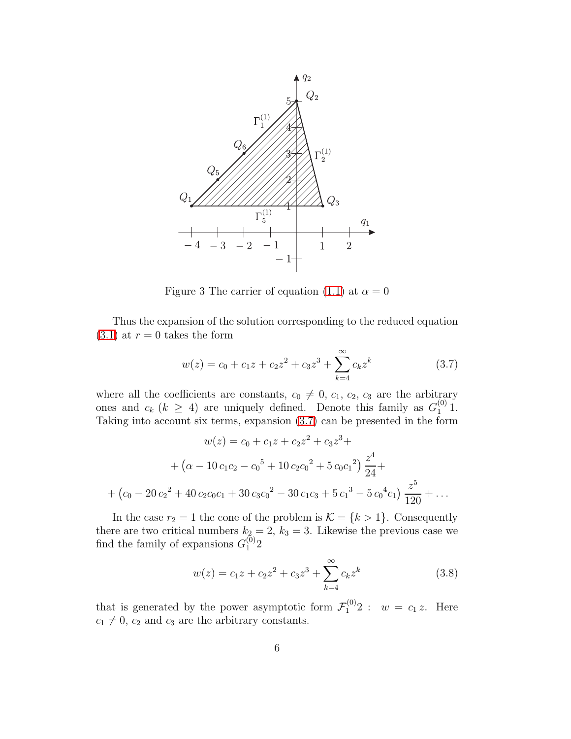Figure 3 The carrier of equation (1.1) at $\alpha = 0$

Thus the expansion of the solution corresponding to the reduced equation (3.1) at $r = 0$ takes the form

$$w(z) = c_0 + c_1 z + c_2 z^2 + c_3 z^3 + \sum_{k=4}^{\infty} c_k z^k \tag{3.7}$$

where all the coefficients are constants, $c_0 \neq 0$, $c_1$, $c_2$, $c_3$ are the arbitrary ones and $c_k$ $(k \geq 4)$ are uniquely defined. Denote this family as $G_1^{(0)}1$. Taking into account six terms, expansion (3.7) can be presented in the form

$$w(z) = c_0 + c_1 z + c_2 z^2 + c_3 z^3 +$$
$$+ \left(\alpha - 10\, c_1 c_2 - {c_0}^5 + 10\, c_2 {c_0}^2 + 5\, c_0 {c_1}^2\right) \frac{z^4}{24} +$$
$$+ \left(c_0 - 20\, {c_2}^2 + 40\, c_2 c_0 c_1 + 30\, c_3 {c_0}^2 - 30\, c_1 c_3 + 5\, {c_1}^3 - 5\, {c_0}^4 c_1\right) \frac{z^5}{120} + \ldots$$

In the case $r_2 = 1$ the cone of the problem is $\mathcal{K} = \{k > 1\}$. Consequently there are two critical numbers $k_2 = 2$, $k_3 = 3$. Likewise the previous case we find the family of expansions $G_1^{(0)}2$

$$w(z) = c_1 z + c_2 z^2 + c_3 z^3 + \sum_{k=4}^{\infty} c_k z^k \tag{3.8}$$

that is generated by the power asymptotic form $\mathcal{F}_1^{(0)}2 : \;\; w = c_1 z$. Here $c_1 \neq 0$, $c_2$ and $c_3$ are the arbitrary constants.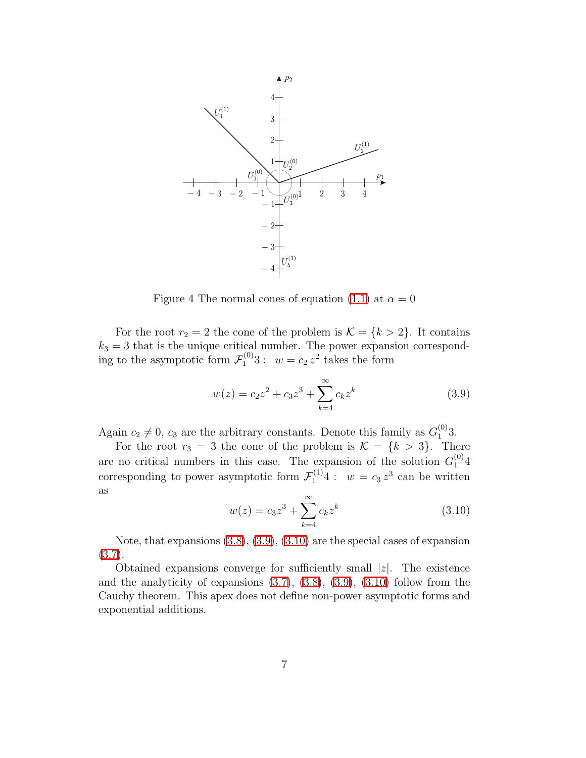Figure 4 The normal cones of equation (1.1) at $\alpha = 0$

For the root $r_2 = 2$ the cone of the problem is $\mathcal{K} = \{k > 2\}$. It contains $k_3 = 3$ that is the unique critical number. The power expansion corresponding to the asymptotic form $\mathcal{F}_1^{(0)}3: \quad w = c_2\, z^2$ takes the form

$$w(z) = c_2 z^2 + c_3 z^3 + \sum_{k=4}^{\infty} c_k z^k \tag{3.9}$$

Again $c_2 \neq 0$, $c_3$ are the arbitrary constants. Denote this family as $G_1^{(0)}3$.

For the root $r_3 = 3$ the cone of the problem is $\mathcal{K} = \{k > 3\}$. There are no critical numbers in this case. The expansion of the solution $G_1^{(0)}4$ corresponding to power asymptotic form $\mathcal{F}_1^{(1)}4: \quad w = c_3\, z^3$ can be written as

$$w(z) = c_3 z^3 + \sum_{k=4}^{\infty} c_k z^k \tag{3.10}$$

Note, that expansions (3.8), (3.9), (3.10) are the special cases of expansion (3.7).

Obtained expansions converge for sufficiently small $|z|$. The existence and the analyticity of expansions (3.7), (3.8), (3.9), (3.10) follow from the Cauchy theorem. This apex does not define non-power asymptotic forms and exponential additions.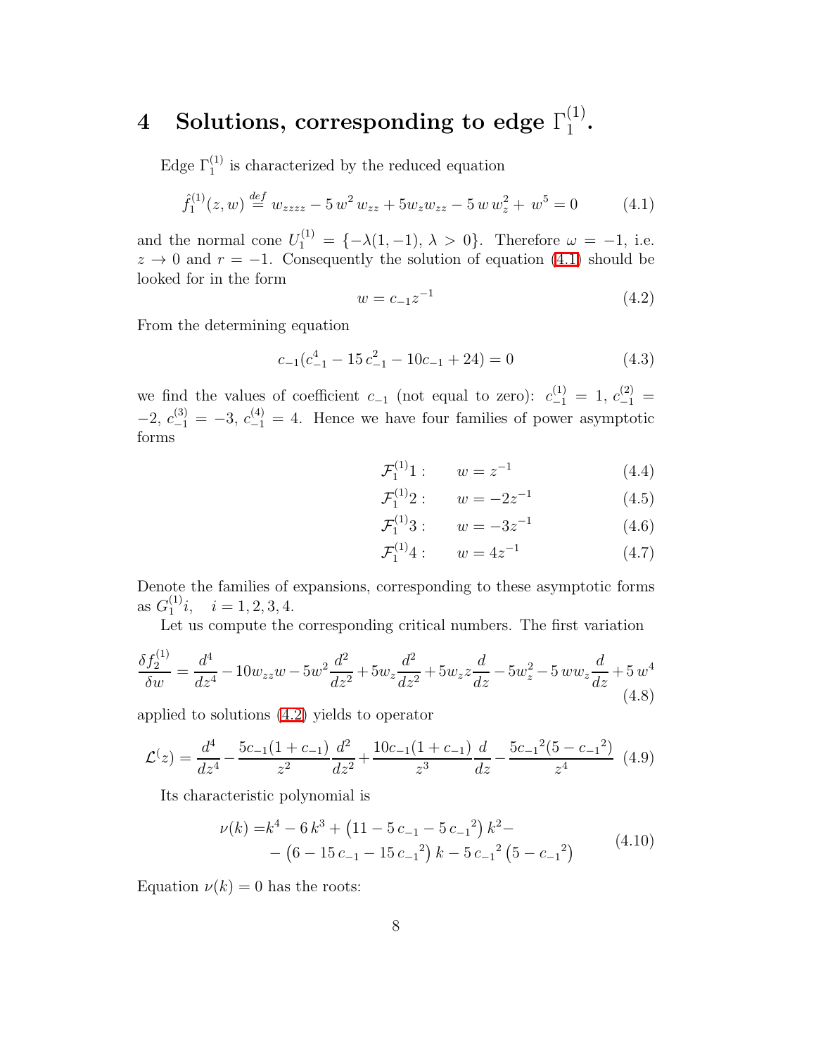# 4 Solutions, corresponding to edge $\Gamma_1^{(1)}$.

Edge $\Gamma_1^{(1)}$ is characterized by the reduced equation

$$\hat{f}_1^{(1)}(z,w) \stackrel{def}{=} w_{zzzz} - 5\,w^2\,w_{zz} + 5w_z w_{zz} - 5\,w\,w_z^2 + \,w^5 = 0 \tag{4.1}$$

and the normal cone $U_1^{(1)} = \{-\lambda(1,-1),\, \lambda > 0\}$. Therefore $\omega = -1$, i.e. $z \to 0$ and $r = -1$. Consequently the solution of equation (4.1) should be looked for in the form

$$w = c_{-1} z^{-1} \tag{4.2}$$

From the determining equation

$$c_{-1}(c_{-1}^4 - 15\,c_{-1}^2 - 10c_{-1} + 24) = 0 \tag{4.3}$$

we find the values of coefficient $c_{-1}$ (not equal to zero): $c_{-1}^{(1)} = 1$, $c_{-1}^{(2)} = -2$, $c_{-1}^{(3)} = -3$, $c_{-1}^{(4)} = 4$. Hence we have four families of power asymptotic forms

$$\mathcal{F}_1^{(1)}1: \qquad w = z^{-1} \tag{4.4}$$

$$\mathcal{F}_1^{(1)}2: \qquad w = -2z^{-1} \tag{4.5}$$

$$\mathcal{F}_1^{(1)}3: \qquad w = -3z^{-1} \tag{4.6}$$

$$\mathcal{F}_1^{(1)}4: \qquad w = 4z^{-1} \tag{4.7}$$

Denote the families of expansions, corresponding to these asymptotic forms as $G_1^{(1)}i, \quad i = 1,2,3,4$.

Let us compute the corresponding critical numbers. The first variation

$$\frac{\delta f_2^{(1)}}{\delta w} = \frac{d^4}{dz^4} - 10 w_{zz} w - 5w^2 \frac{d^2}{dz^2} + 5 w_z \frac{d^2}{dz^2} + 5 w_z z \frac{d}{dz} - 5 w_z^2 - 5\,w w_z \frac{d}{dz} + 5\,w^4 \tag{4.8}$$

applied to solutions (4.2) yields to operator

$$\mathcal{L}^(z) = \frac{d^4}{dz^4} - \frac{5c_{-1}(1+c_{-1})}{z^2}\frac{d^2}{dz^2} + \frac{10c_{-1}(1+c_{-1})}{z^3}\frac{d}{dz} - \frac{5{c_{-1}}^2(5-{c_{-1}}^2)}{z^4} \tag{4.9}$$

Its characteristic polynomial is

$$\begin{aligned} \nu(k) =& k^4 - 6\,k^3 + \left(11 - 5\,c_{-1} - 5\,{c_{-1}}^2\right) k^2 - \\ & - \left(6 - 15\,c_{-1} - 15\,{c_{-1}}^2\right) k - 5\,{c_{-1}}^2\left(5 - {c_{-1}}^2\right) \end{aligned} \tag{4.10}$$

Equation $\nu(k) = 0$ has the roots: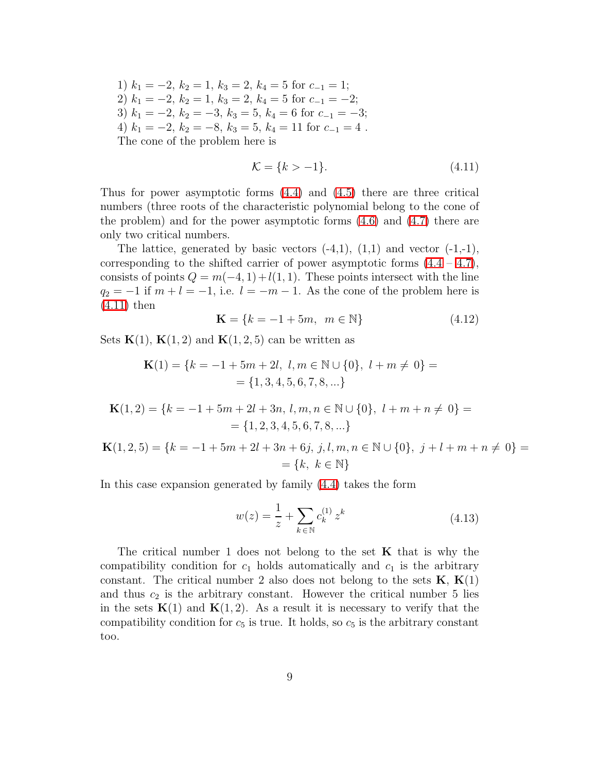1) $k_1 = -2,\ k_2 = 1,\ k_3 = 2,\ k_4 = 5$ for $c_{-1} = 1$;
2) $k_1 = -2,\ k_2 = 1,\ k_3 = 2,\ k_4 = 5$ for $c_{-1} = -2$;
3) $k_1 = -2,\ k_2 = -3,\ k_3 = 5,\ k_4 = 6$ for $c_{-1} = -3$;
4) $k_1 = -2,\ k_2 = -8,\ k_3 = 5,\ k_4 = 11$ for $c_{-1} = 4$ .

The cone of the problem here is

$$\mathcal{K} = \{k > -1\}. \tag{4.11}$$

Thus for power asymptotic forms (4.4) and (4.5) there are three critical numbers (three roots of the characteristic polynomial belong to the cone of the problem) and for the power asymptotic forms (4.6) and (4.7) there are only two critical numbers.

The lattice, generated by basic vectors (-4,1), (1,1) and vector (-1,-1), corresponding to the shifted carrier of power asymptotic forms (4.4 – 4.7), consists of points $Q = m(-4, 1) + l(1, 1)$. These points intersect with the line $q_2 = -1$ if $m + l = -1$, i.e. $l = -m - 1$. As the cone of the problem here is (4.11) then

$$\mathbf{K} = \{k = -1 + 5m,\ \ m \in \mathbb{N}\} \tag{4.12}$$

Sets $\mathbf{K}(1)$, $\mathbf{K}(1,2)$ and $\mathbf{K}(1,2,5)$ can be written as

$$\mathbf{K}(1) = \{k = -1 + 5m + 2l,\ l, m \in \mathbb{N} \cup \{0\},\ l + m \neq 0\} = \\ = \{1, 3, 4, 5, 6, 7, 8, ...\}$$

$$\mathbf{K}(1,2) = \{k = -1 + 5m + 2l + 3n,\ l, m, n \in \mathbb{N} \cup \{0\},\ l + m + n \neq 0\} = \\ = \{1, 2, 3, 4, 5, 6, 7, 8, ...\}$$

$$\mathbf{K}(1,2,5) = \{k = -1 + 5m + 2l + 3n + 6j,\ j, l, m, n \in \mathbb{N} \cup \{0\},\ j + l + m + n \neq 0\} = \\ = \{k,\ k \in \mathbb{N}\}$$

In this case expansion generated by family (4.4) takes the form

$$w(z) = \frac{1}{z} + \sum_{k \in \mathbb{N}} c_k^{(1)}\, z^k \tag{4.13}$$

The critical number 1 does not belong to the set $\mathbf{K}$ that is why the compatibility condition for $c_1$ holds automatically and $c_1$ is the arbitrary constant. The critical number 2 also does not belong to the sets $\mathbf{K}$, $\mathbf{K}(1)$ and thus $c_2$ is the arbitrary constant. However the critical number 5 lies in the sets $\mathbf{K}(1)$ and $\mathbf{K}(1,2)$. As a result it is necessary to verify that the compatibility condition for $c_5$ is true. It holds, so $c_5$ is the arbitrary constant too.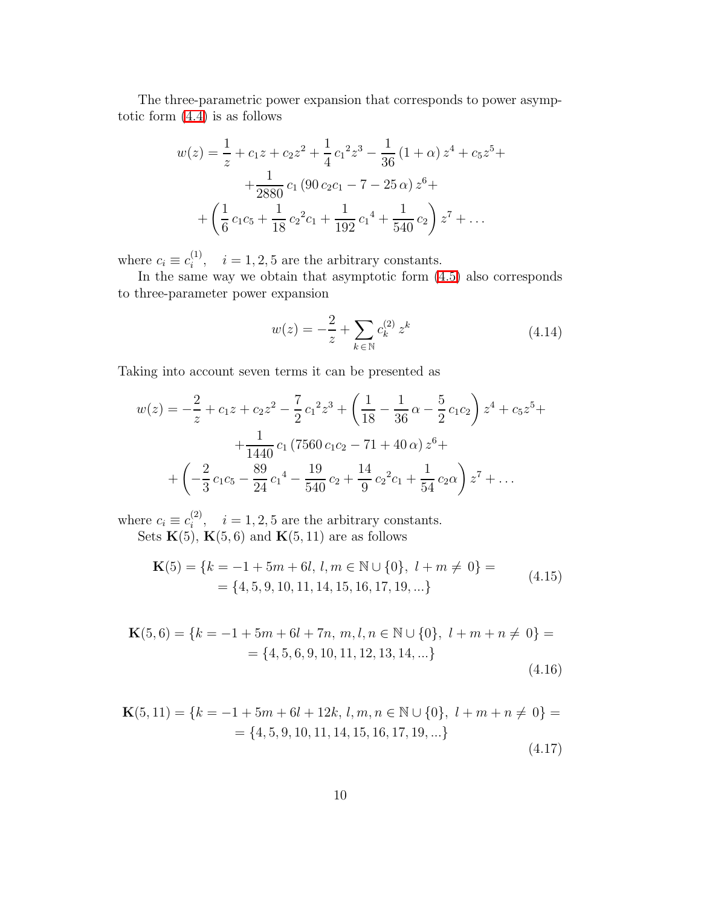The three-parametric power expansion that corresponds to power asymptotic form (4.4) is as follows

$$
\begin{gathered}
w(z) = \frac{1}{z} + c_1 z + c_2 z^2 + \frac{1}{4}\, {c_1}^2 z^3 - \frac{1}{36}\,(1+\alpha)\, z^4 + c_5 z^5 + \\
+ \frac{1}{2880}\, c_1\,(90\, c_2 c_1 - 7 - 25\,\alpha)\, z^6 + \\
+ \left(\frac{1}{6}\, c_1 c_5 + \frac{1}{18}\, {c_2}^2 c_1 + \frac{1}{192}\, {c_1}^4 + \frac{1}{540}\, c_2\right) z^7 + \ldots
\end{gathered}
$$

where $c_i \equiv c_i^{(1)}$, $\quad i = 1, 2, 5$ are the arbitrary constants.

In the same way we obtain that asymptotic form (4.5) also corresponds to three-parameter power expansion

$$
w(z) = -\frac{2}{z} + \sum_{k\,\in\,\mathbb{N}} c_k^{(2)}\, z^k \tag{4.14}
$$

Taking into account seven terms it can be presented as

$$
\begin{gathered}
w(z) = -\frac{2}{z} + c_1 z + c_2 z^2 - \frac{7}{2}\, {c_1}^2 z^3 + \left(\frac{1}{18} - \frac{1}{36}\,\alpha - \frac{5}{2}\, c_1 c_2\right) z^4 + c_5 z^5 + \\
+ \frac{1}{1440}\, c_1\,(7560\, c_1 c_2 - 71 + 40\,\alpha)\, z^6 + \\
+ \left(-\frac{2}{3}\, c_1 c_5 - \frac{89}{24}\, {c_1}^4 - \frac{19}{540}\, c_2 + \frac{14}{9}\, {c_2}^2 c_1 + \frac{1}{54}\, c_2 \alpha\right) z^7 + \ldots
\end{gathered}
$$

where $c_i \equiv c_i^{(2)}$, $\quad i = 1, 2, 5$ are the arbitrary constants.

Sets $\mathbf{K}(5)$, $\mathbf{K}(5,6)$ and $\mathbf{K}(5,11)$ are as follows

$$
\begin{gathered}
\mathbf{K}(5) = \{k = -1 + 5m + 6l,\ l, m \in \mathbb{N} \cup \{0\},\ l + m \neq 0\} = \\
= \{4, 5, 9, 10, 11, 14, 15, 16, 17, 19, ...\}
\end{gathered} \tag{4.15}
$$

$$
\begin{gathered}
\mathbf{K}(5,6) = \{k = -1 + 5m + 6l + 7n,\ m, l, n \in \mathbb{N} \cup \{0\},\ l + m + n \neq 0\} = \\
= \{4, 5, 6, 9, 10, 11, 12, 13, 14, ...\}
\end{gathered} \tag{4.16}
$$

$$
\begin{gathered}
\mathbf{K}(5,11) = \{k = -1 + 5m + 6l + 12k,\ l, m, n \in \mathbb{N} \cup \{0\},\ l + m + n \neq 0\} = \\
= \{4, 5, 9, 10, 11, 14, 15, 16, 17, 19, ...\}
\end{gathered} \tag{4.17}
$$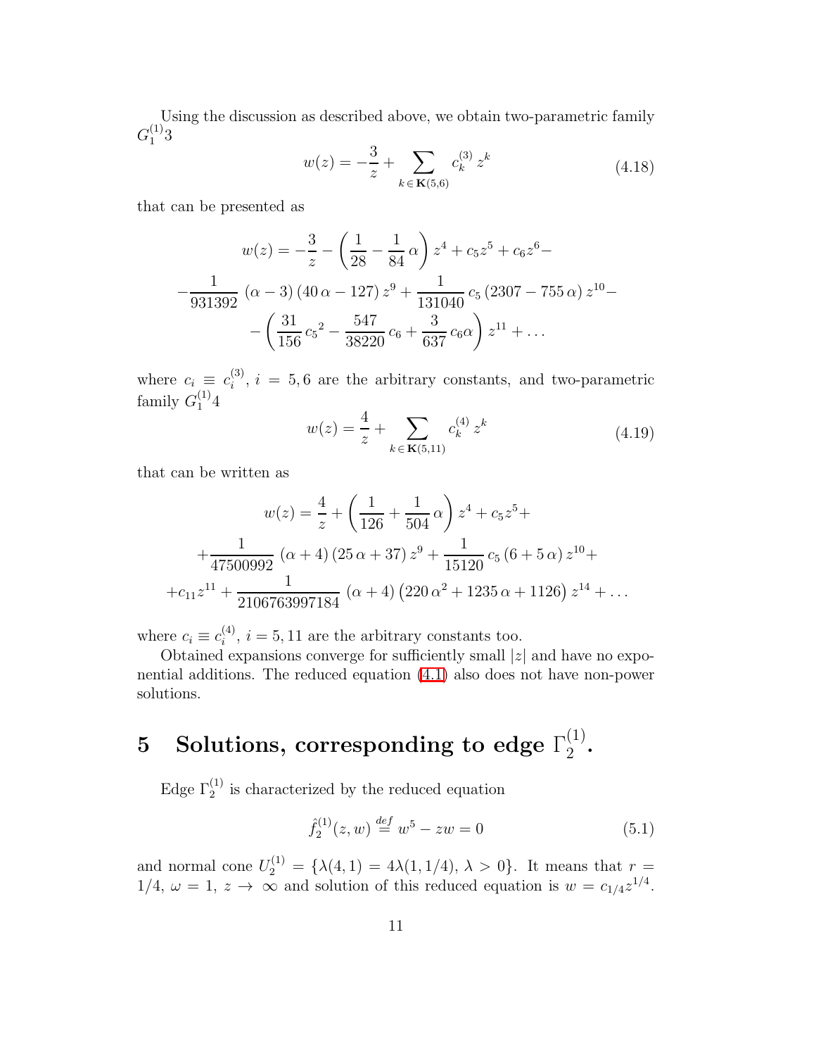Using the discussion as described above, we obtain two-parametric family $G_1^{(1)}3$

$$w(z) = -\frac{3}{z} + \sum_{k\,\in\,\mathbf{K}(5,6)} c_k^{(3)}\, z^k \tag{4.18}$$

that can be presented as

$$\begin{gathered} w(z) = -\frac{3}{z} - \left(\frac{1}{28} - \frac{1}{84}\,\alpha\right) z^4 + c_5 z^5 + c_6 z^6 - \\ -\frac{1}{931392}\,(\alpha - 3)\,(40\,\alpha - 127)\, z^9 + \frac{1}{131040}\, c_5\,(2307 - 755\,\alpha)\, z^{10} - \\ -\left(\frac{31}{156}\, {c_5}^2 - \frac{547}{38220}\, c_6 + \frac{3}{637}\, c_6 \alpha\right) z^{11} + \ldots \end{gathered}$$

where $c_i \equiv c_i^{(3)}$, $i = 5, 6$ are the arbitrary constants, and two-parametric family $G_1^{(1)}4$

$$w(z) = \frac{4}{z} + \sum_{k\,\in\,\mathbf{K}(5,11)} c_k^{(4)}\, z^k \tag{4.19}$$

that can be written as

$$\begin{gathered} w(z) = \frac{4}{z} + \left(\frac{1}{126} + \frac{1}{504}\,\alpha\right) z^4 + c_5 z^5 + \\ +\frac{1}{47500992}\,(\alpha + 4)\,(25\,\alpha + 37)\, z^9 + \frac{1}{15120}\, c_5\,(6 + 5\,\alpha)\, z^{10} + \\ +c_{11} z^{11} + \frac{1}{2106763997184}\,(\alpha + 4)\left(220\,\alpha^2 + 1235\,\alpha + 1126\right) z^{14} + \ldots \end{gathered}$$

where $c_i \equiv c_i^{(4)}$, $i = 5, 11$ are the arbitrary constants too.

Obtained expansions converge for sufficiently small $|z|$ and have no exponential additions. The reduced equation (4.1) also does not have non-power solutions.

# 5 Solutions, corresponding to edge $\Gamma_2^{(1)}$.

Edge $\Gamma_2^{(1)}$ is characterized by the reduced equation

$$\hat{f}_2^{(1)}(z, w) \stackrel{def}{=} w^5 - zw = 0 \tag{5.1}$$

and normal cone $U_2^{(1)} = \{\lambda(4, 1) = 4\lambda(1, 1/4),\ \lambda > 0\}$. It means that $r = 1/4$, $\omega = 1$, $z \to \infty$ and solution of this reduced equation is $w = c_{1/4} z^{1/4}$.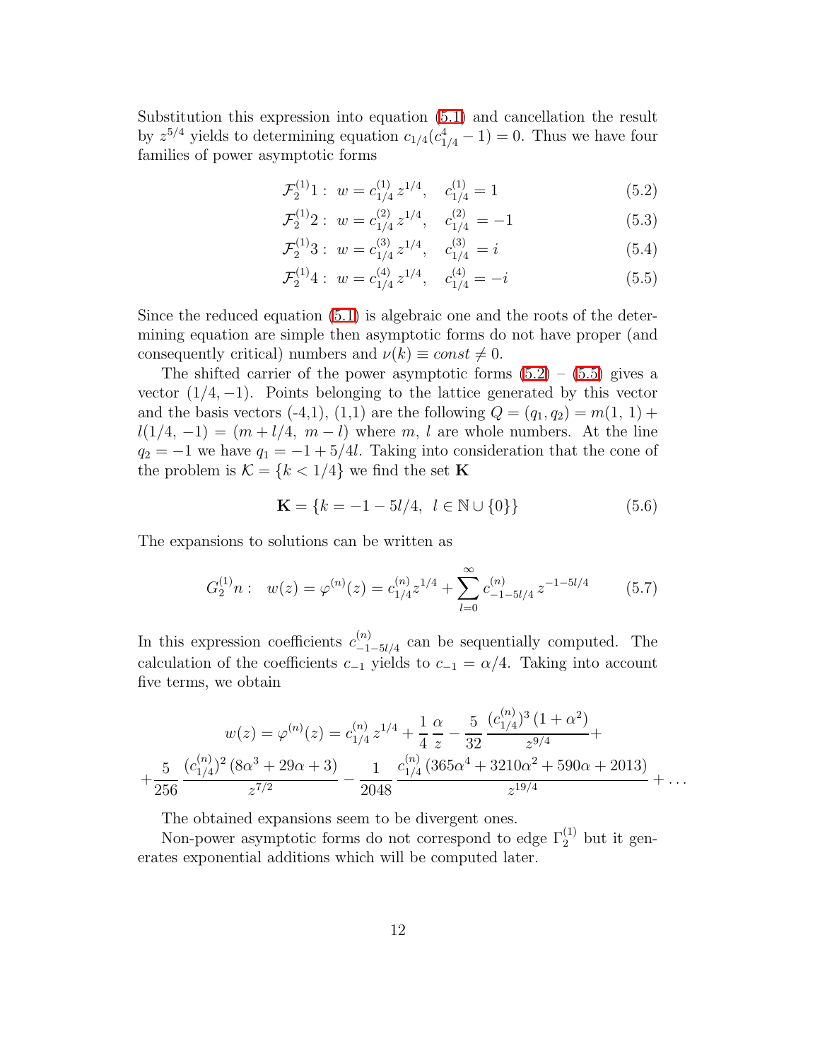Substitution this expression into equation (5.1) and cancellation the result by $z^{5/4}$ yields to determining equation $c_{1/4}(c_{1/4}^4 - 1) = 0$. Thus we have four families of power asymptotic forms

$$\mathcal{F}_2^{(1)}1: \ w = c_{1/4}^{(1)} z^{1/4}, \quad c_{1/4}^{(1)} = 1 \tag{5.2}$$

$$\mathcal{F}_2^{(1)}2: \ w = c_{1/4}^{(2)} z^{1/4}, \quad c_{1/4}^{(2)} = -1 \tag{5.3}$$

$$\mathcal{F}_2^{(1)}3: \ w = c_{1/4}^{(3)} z^{1/4}, \quad c_{1/4}^{(3)} = i \tag{5.4}$$

$$\mathcal{F}_2^{(1)}4: \ w = c_{1/4}^{(4)} z^{1/4}, \quad c_{1/4}^{(4)} = -i \tag{5.5}$$

Since the reduced equation (5.1) is algebraic one and the roots of the determining equation are simple then asymptotic forms do not have proper (and consequently critical) numbers and $\nu(k) \equiv const \neq 0$.

The shifted carrier of the power asymptotic forms (5.2) – (5.5) gives a vector $(1/4, -1)$. Points belonging to the lattice generated by this vector and the basis vectors (-4,1), (1,1) are the following $Q = (q_1, q_2) = m(1,\, 1) + l(1/4,\, -1) = (m + l/4,\ m - l)$ where $m$, $l$ are whole numbers. At the line $q_2 = -1$ we have $q_1 = -1 + 5/4l$. Taking into consideration that the cone of the problem is $\mathcal{K} = \{k < 1/4\}$ we find the set $\mathbf{K}$

$$\mathbf{K} = \{k = -1 - 5l/4,\ \ l \in \mathbb{N} \cup \{0\}\} \tag{5.6}$$

The expansions to solutions can be written as

$$G_2^{(1)}n: \quad w(z) = \varphi^{(n)}(z) = c_{1/4}^{(n)} z^{1/4} + \sum_{l=0}^{\infty} c_{-1-5l/4}^{(n)}\, z^{-1-5l/4} \tag{5.7}$$

In this expression coefficients $c_{-1-5l/4}^{(n)}$ can be sequentially computed. The calculation of the coefficients $c_{-1}$ yields to $c_{-1} = \alpha/4$. Taking into account five terms, we obtain

$$w(z) = \varphi^{(n)}(z) = c_{1/4}^{(n)}\, z^{1/4} + \frac{1}{4}\,\frac{\alpha}{z} - \frac{5}{32}\,\frac{(c_{1/4}^{(n)})^3\,(1+\alpha^2)}{z^{9/4}} +$$

$$+ \frac{5}{256}\,\frac{(c_{1/4}^{(n)})^2\,(8\alpha^3 + 29\alpha + 3)}{z^{7/2}} - \frac{1}{2048}\,\frac{c_{1/4}^{(n)}\,(365\alpha^4 + 3210\alpha^2 + 590\alpha + 2013)}{z^{19/4}} + \ldots$$

The obtained expansions seem to be divergent ones.

Non-power asymptotic forms do not correspond to edge $\Gamma_2^{(1)}$ but it generates exponential additions which will be computed later.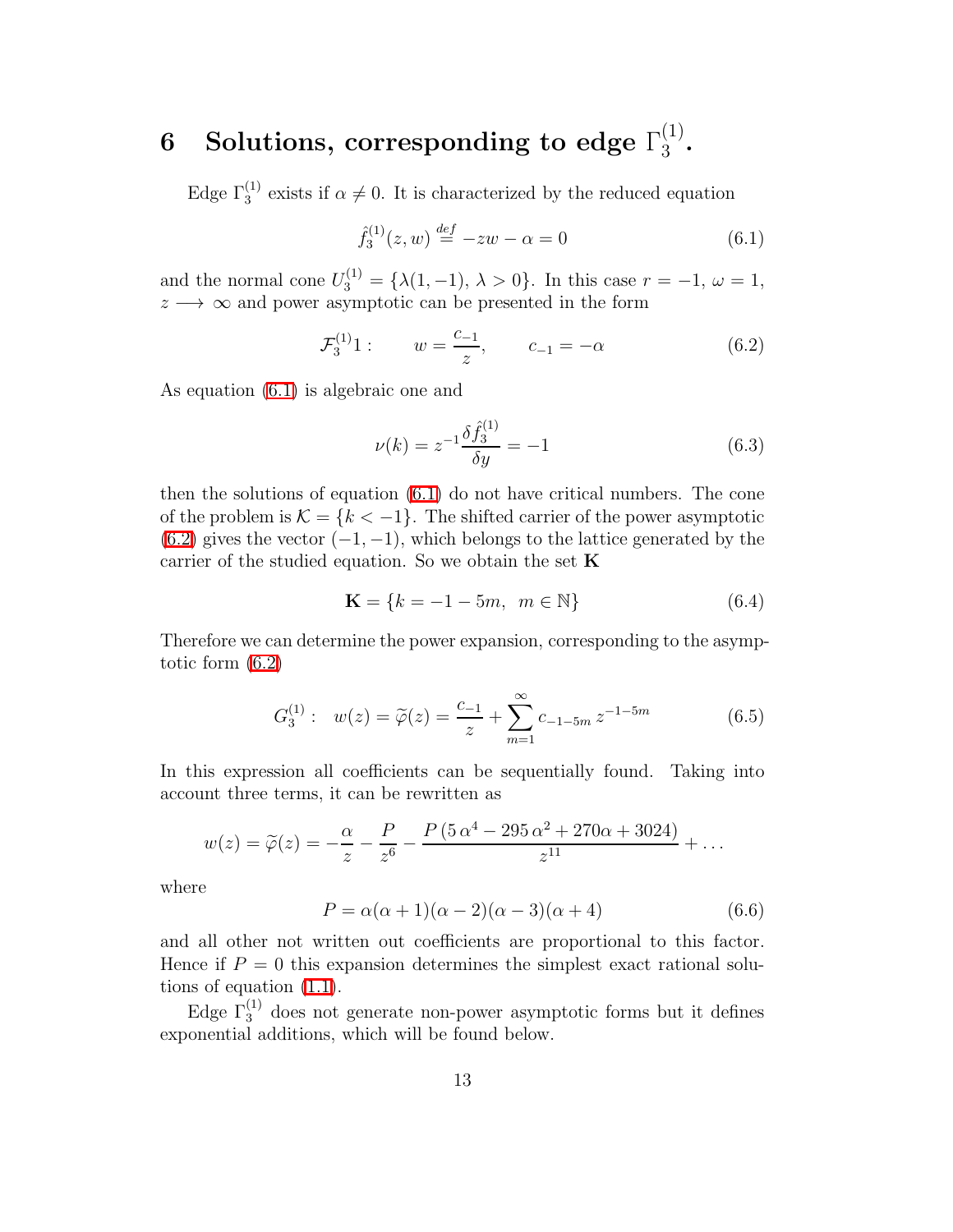# 6 Solutions, corresponding to edge $\Gamma_3^{(1)}$.

Edge $\Gamma_3^{(1)}$ exists if $\alpha \neq 0$. It is characterized by the reduced equation

$$\hat{f}_3^{(1)}(z,w) \stackrel{def}{=} -zw - \alpha = 0 \tag{6.1}$$

and the normal cone $U_3^{(1)} = \{\lambda(1,-1),\, \lambda > 0\}$. In this case $r = -1$, $\omega = 1$, $z \longrightarrow \infty$ and power asymptotic can be presented in the form

$$\mathcal{F}_3^{(1)}1: \qquad w = \frac{c_{-1}}{z}, \qquad c_{-1} = -\alpha \tag{6.2}$$

As equation (6.1) is algebraic one and

$$\nu(k) = z^{-1}\frac{\delta \hat{f}_3^{(1)}}{\delta y} = -1 \tag{6.3}$$

then the solutions of equation (6.1) do not have critical numbers. The cone of the problem is $\mathcal{K} = \{k < -1\}$. The shifted carrier of the power asymptotic (6.2) gives the vector $(-1,-1)$, which belongs to the lattice generated by the carrier of the studied equation. So we obtain the set $\mathbf{K}$

$$\mathbf{K} = \{k = -1 - 5m,\;\; m \in \mathbb{N}\} \tag{6.4}$$

Therefore we can determine the power expansion, corresponding to the asymptotic form (6.2)

$$G_3^{(1)}: \quad w(z) = \widetilde{\varphi}(z) = \frac{c_{-1}}{z} + \sum_{m=1}^{\infty} c_{-1-5m}\, z^{-1-5m} \tag{6.5}$$

In this expression all coefficients can be sequentially found. Taking into account three terms, it can be rewritten as

$$w(z) = \widetilde{\varphi}(z) = -\frac{\alpha}{z} - \frac{P}{z^6} - \frac{P\,(5\,\alpha^4 - 295\,\alpha^2 + 270\alpha + 3024)}{z^{11}} + \ldots$$

where

$$P = \alpha(\alpha+1)(\alpha-2)(\alpha-3)(\alpha+4) \tag{6.6}$$

and all other not written out coefficients are proportional to this factor. Hence if $P = 0$ this expansion determines the simplest exact rational solutions of equation (1.1).

Edge $\Gamma_3^{(1)}$ does not generate non-power asymptotic forms but it defines exponential additions, which will be found below.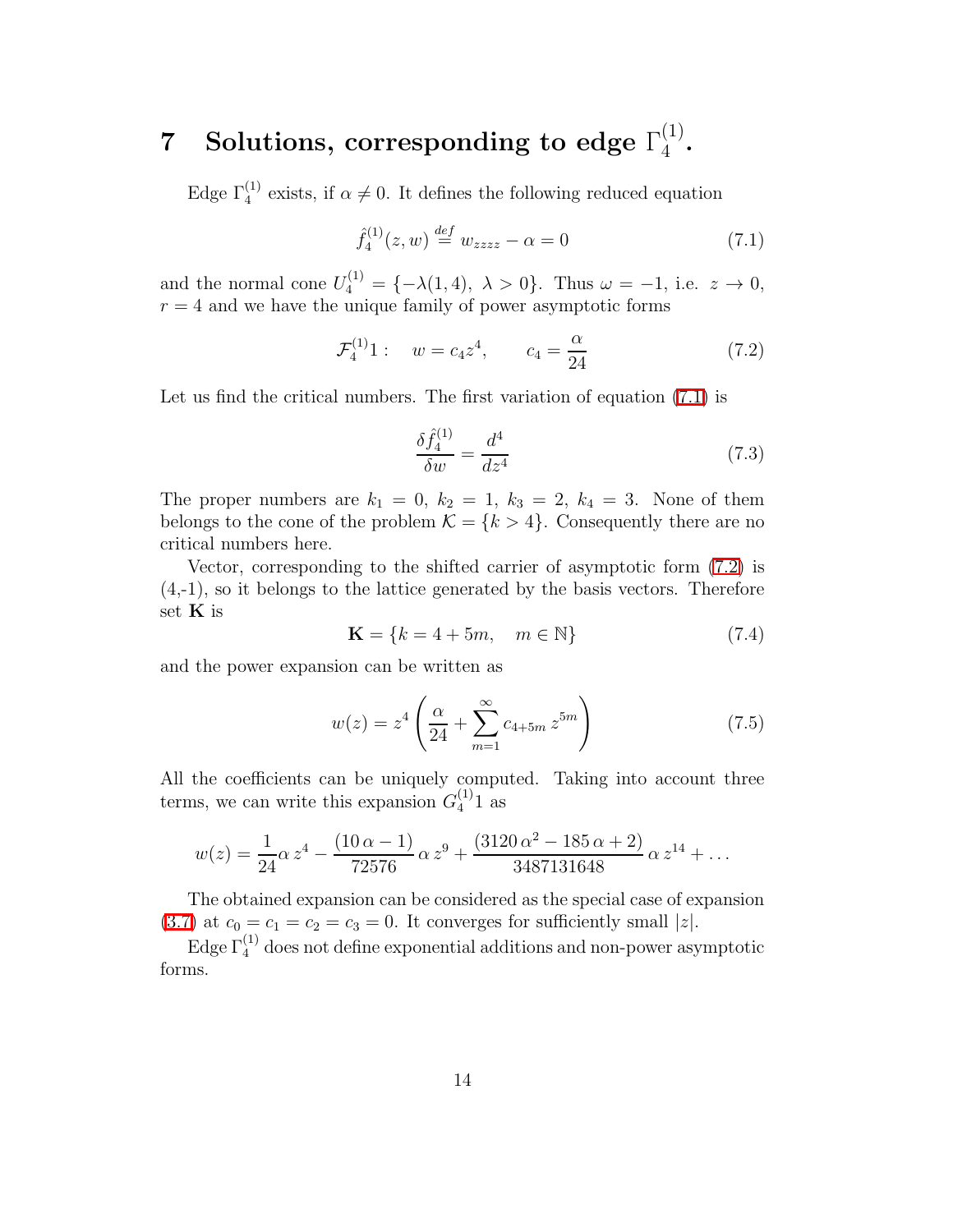# 7 Solutions, corresponding to edge $\Gamma_4^{(1)}$.

Edge $\Gamma_4^{(1)}$ exists, if $\alpha \neq 0$. It defines the following reduced equation

$$\hat{f}_4^{(1)}(z,w) \stackrel{def}{=} w_{zzzz} - \alpha = 0 \tag{7.1}$$

and the normal cone $U_4^{(1)} = \{-\lambda(1,4),\ \lambda > 0\}$. Thus $\omega = -1$, i.e. $z \to 0$, $r = 4$ and we have the unique family of power asymptotic forms

$$\mathcal{F}_4^{(1)}1: \quad w = c_4 z^4, \qquad c_4 = \frac{\alpha}{24} \tag{7.2}$$

Let us find the critical numbers. The first variation of equation (7.1) is

$$\frac{\delta \hat{f}_4^{(1)}}{\delta w} = \frac{d^4}{dz^4} \tag{7.3}$$

The proper numbers are $k_1 = 0$, $k_2 = 1$, $k_3 = 2$, $k_4 = 3$. None of them belongs to the cone of the problem $\mathcal{K} = \{k > 4\}$. Consequently there are no critical numbers here.

Vector, corresponding to the shifted carrier of asymptotic form (7.2) is (4,-1), so it belongs to the lattice generated by the basis vectors. Therefore set $\mathbf{K}$ is

$$\mathbf{K} = \{k = 4 + 5m, \quad m \in \mathbb{N}\} \tag{7.4}$$

and the power expansion can be written as

$$w(z) = z^4 \left( \frac{\alpha}{24} + \sum_{m=1}^{\infty} c_{4+5m}\, z^{5m} \right) \tag{7.5}$$

All the coefficients can be uniquely computed. Taking into account three terms, we can write this expansion $G_4^{(1)}1$ as

$$w(z) = \frac{1}{24}\alpha\, z^4 - \frac{(10\,\alpha - 1)}{72576}\,\alpha\, z^9 + \frac{(3120\,\alpha^2 - 185\,\alpha + 2)}{3487131648}\,\alpha\, z^{14} + \dots$$

The obtained expansion can be considered as the special case of expansion (3.7) at $c_0 = c_1 = c_2 = c_3 = 0$. It converges for sufficiently small $|z|$.

Edge $\Gamma_4^{(1)}$ does not define exponential additions and non-power asymptotic forms.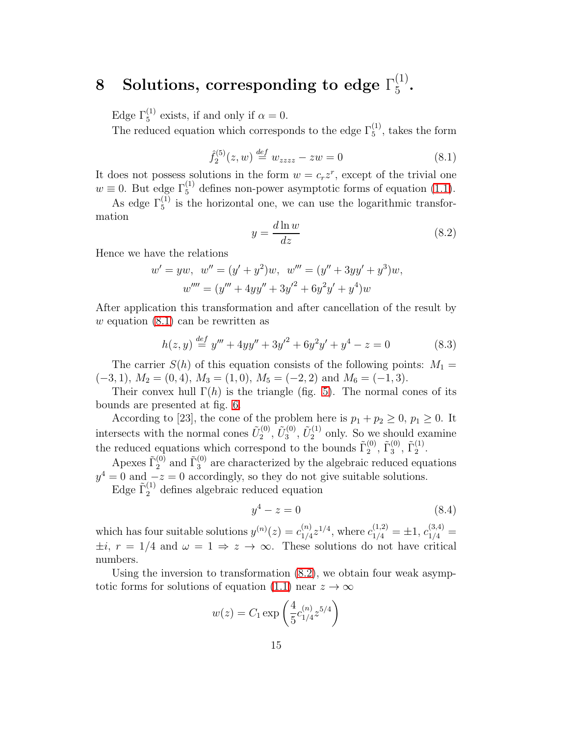# 8 Solutions, corresponding to edge $\Gamma_5^{(1)}$.

Edge $\Gamma_5^{(1)}$ exists, if and only if $\alpha = 0$.

The reduced equation which corresponds to the edge $\Gamma_5^{(1)}$, takes the form

$$\hat{f}_2^{(5)}(z,w) \overset{def}{=} w_{zzzz} - zw = 0 \tag{8.1}$$

It does not possess solutions in the form $w = c_r z^r$, except of the trivial one $w \equiv 0$. But edge $\Gamma_5^{(1)}$ defines non-power asymptotic forms of equation (1.1).

As edge $\Gamma_5^{(1)}$ is the horizontal one, we can use the logarithmic transformation

$$y = \frac{d \ln w}{dz} \tag{8.2}$$

Hence we have the relations

$$w' = yw, \;\; w'' = (y' + y^2)w, \;\; w''' = (y'' + 3yy' + y^3)w,$$
$$w'''' = (y''' + 4yy'' + 3y'^2 + 6y^2y' + y^4)w$$

After application this transformation and after cancellation of the result by $w$ equation (8.1) can be rewritten as

$$h(z,y) \overset{def}{=} y''' + 4yy'' + 3y'^2 + 6y^2y' + y^4 - z = 0 \tag{8.3}$$

The carrier $S(h)$ of this equation consists of the following points: $M_1 = (-3,1)$, $M_2 = (0,4)$, $M_3 = (1,0)$, $M_5 = (-2,2)$ and $M_6 = (-1,3)$.

Their convex hull $\Gamma(h)$ is the triangle (fig. 5). The normal cones of its bounds are presented at fig. 6.

According to [23], the cone of the problem here is $p_1 + p_2 \geq 0$, $p_1 \geq 0$. It intersects with the normal cones $\tilde{U}_2^{(0)}$, $\tilde{U}_3^{(0)}$, $\tilde{U}_2^{(1)}$ only. So we should examine the reduced equations which correspond to the bounds $\tilde{\Gamma}_2^{(0)}$, $\tilde{\Gamma}_3^{(0)}$, $\tilde{\Gamma}_2^{(1)}$.

Apexes $\tilde{\Gamma}_2^{(0)}$ and $\tilde{\Gamma}_3^{(0)}$ are characterized by the algebraic reduced equations $y^4 = 0$ and $-z = 0$ accordingly, so they do not give suitable solutions.

Edge $\tilde{\Gamma}_2^{(1)}$ defines algebraic reduced equation

$$y^4 - z = 0 \tag{8.4}$$

which has four suitable solutions $y^{(n)}(z) = c_{1/4}^{(n)} z^{1/4}$, where $c_{1/4}^{(1,2)} = \pm 1$, $c_{1/4}^{(3,4)} = \pm i$, $r = 1/4$ and $\omega = 1 \Rightarrow z \to \infty$. These solutions do not have critical numbers.

Using the inversion to transformation (8.2), we obtain four weak asymptotic forms for solutions of equation (1.1) near $z \to \infty$

$$w(z) = C_1 \exp\left(\frac{4}{5} c_{1/4}^{(n)} z^{5/4}\right)$$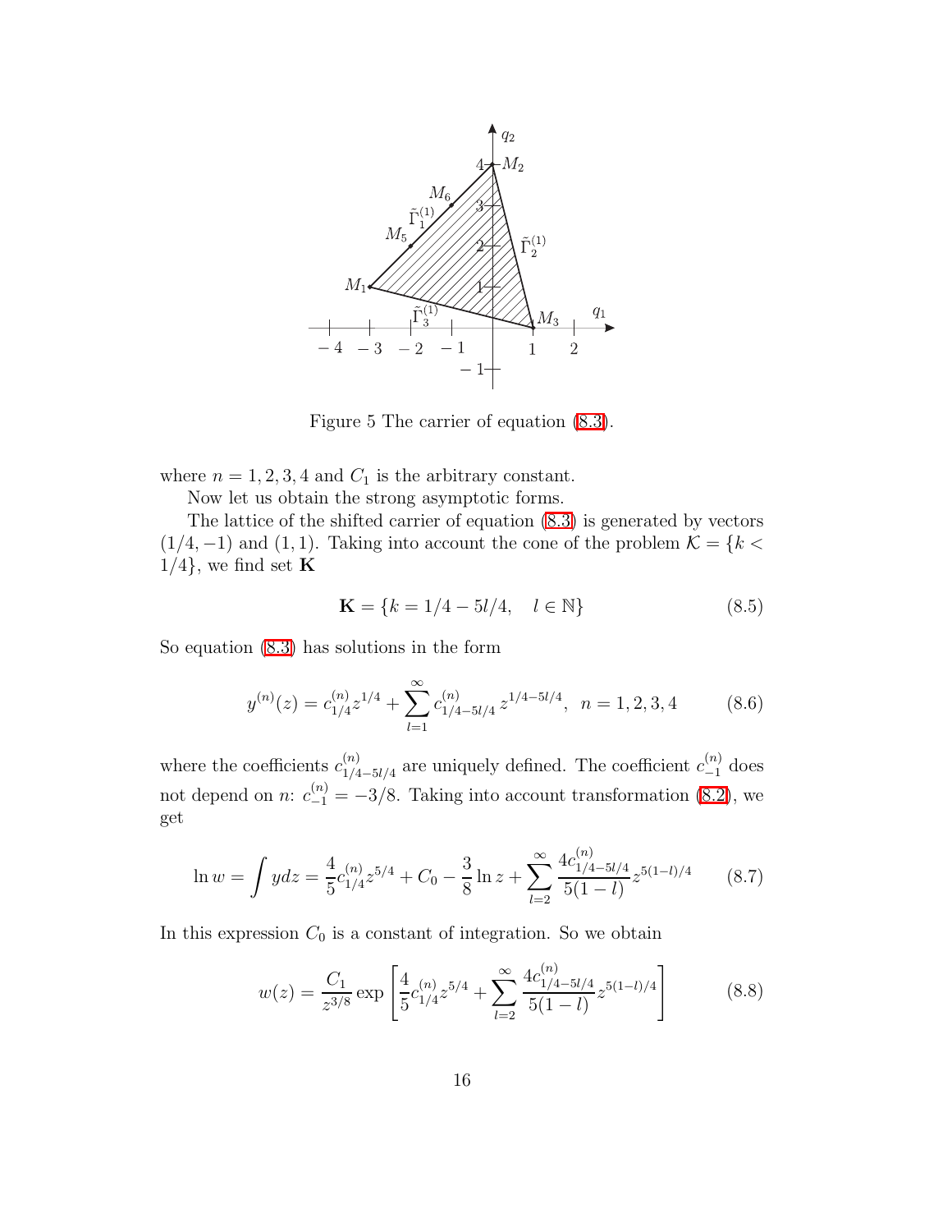Figure 5 The carrier of equation (8.3).

where $n = 1, 2, 3, 4$ and $C_1$ is the arbitrary constant.

Now let us obtain the strong asymptotic forms.

The lattice of the shifted carrier of equation (8.3) is generated by vectors $(1/4, -1)$ and $(1, 1)$. Taking into account the cone of the problem $\mathcal{K} = \{k < 1/4\}$, we find set $\mathbf{K}$

$$\mathbf{K} = \{k = 1/4 - 5l/4, \quad l \in \mathbb{N}\} \tag{8.5}$$

So equation (8.3) has solutions in the form

$$y^{(n)}(z) = c_{1/4}^{(n)} z^{1/4} + \sum_{l=1}^{\infty} c_{1/4-5l/4}^{(n)} \, z^{1/4-5l/4}, \;\; n = 1, 2, 3, 4 \tag{8.6}$$

where the coefficients $c_{1/4-5l/4}^{(n)}$ are uniquely defined. The coefficient $c_{-1}^{(n)}$ does not depend on $n$: $c_{-1}^{(n)} = -3/8$. Taking into account transformation (8.2), we get

$$\ln w = \int y dz = \frac{4}{5} c_{1/4}^{(n)} z^{5/4} + C_0 - \frac{3}{8} \ln z + \sum_{l=2}^{\infty} \frac{4 c_{1/4-5l/4}^{(n)}}{5(1-l)} z^{5(1-l)/4} \tag{8.7}$$

In this expression $C_0$ is a constant of integration. So we obtain

$$w(z) = \frac{C_1}{z^{3/8}} \exp\left[\frac{4}{5} c_{1/4}^{(n)} z^{5/4} + \sum_{l=2}^{\infty} \frac{4 c_{1/4-5l/4}^{(n)}}{5(1-l)} z^{5(1-l)/4}\right] \tag{8.8}$$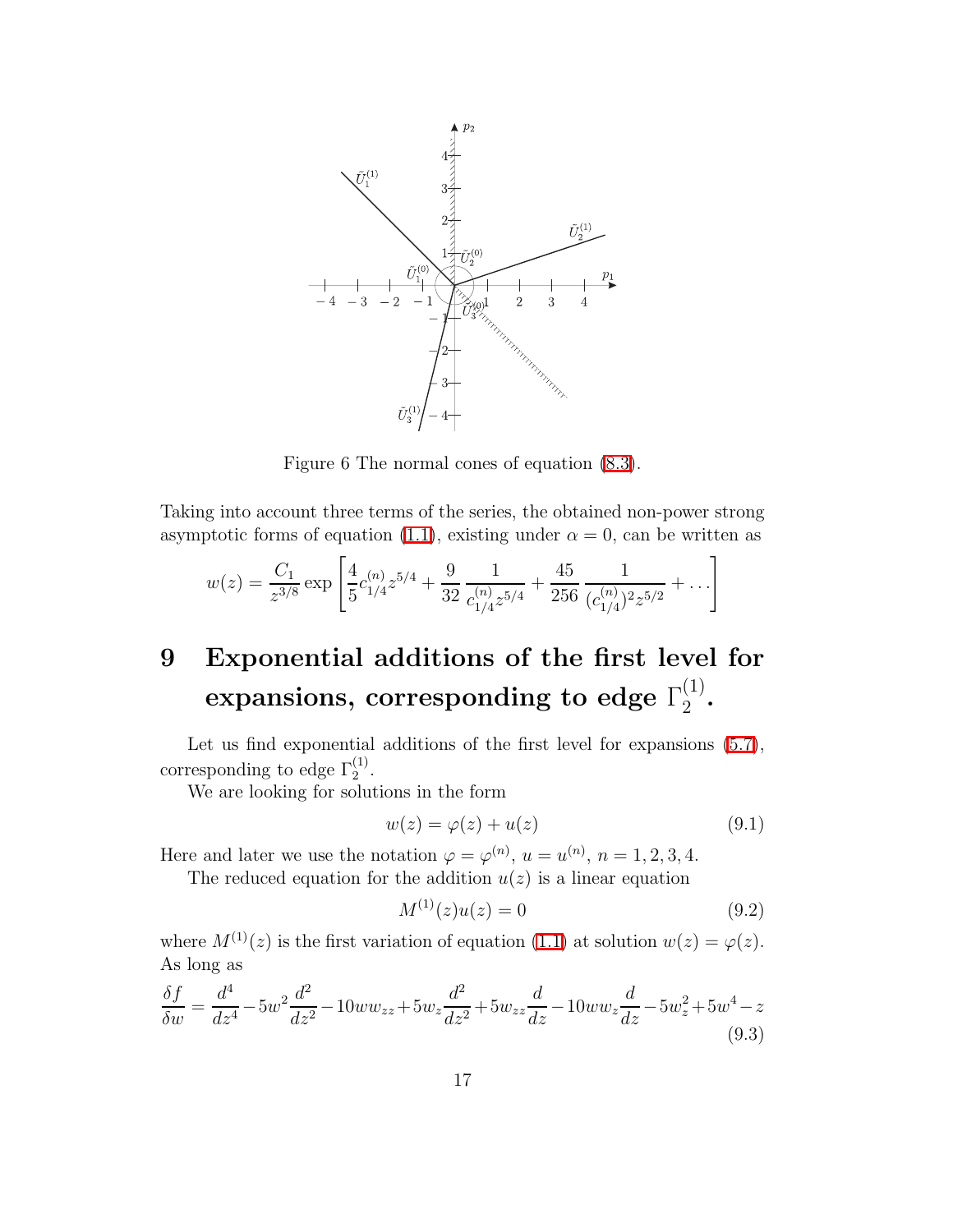Figure 6 The normal cones of equation (8.3).

Taking into account three terms of the series, the obtained non-power strong asymptotic forms of equation (1.1), existing under $\alpha = 0$, can be written as

$$w(z) = \frac{C_1}{z^{3/8}} \exp\left[\frac{4}{5} c_{1/4}^{(n)} z^{5/4} + \frac{9}{32}\frac{1}{c_{1/4}^{(n)} z^{5/4}} + \frac{45}{256}\frac{1}{(c_{1/4}^{(n)})^2 z^{5/2}} + \dots\right]$$

# 9 Exponential additions of the first level for expansions, corresponding to edge $\Gamma_2^{(1)}$.

Let us find exponential additions of the first level for expansions (5.7), corresponding to edge $\Gamma_2^{(1)}$.

We are looking for solutions in the form

$$w(z) = \varphi(z) + u(z) \tag{9.1}$$

Here and later we use the notation $\varphi = \varphi^{(n)}$, $u = u^{(n)}$, $n = 1, 2, 3, 4$.

The reduced equation for the addition $u(z)$ is a linear equation

$$M^{(1)}(z) u(z) = 0 \tag{9.2}$$

where $M^{(1)}(z)$ is the first variation of equation (1.1) at solution $w(z) = \varphi(z)$. As long as

$$\frac{\delta f}{\delta w} = \frac{d^4}{dz^4} - 5w^2\frac{d^2}{dz^2} - 10ww_{zz} + 5w_z\frac{d^2}{dz^2} + 5w_{zz}\frac{d}{dz} - 10ww_z\frac{d}{dz} - 5w_z^2 + 5w^4 - z \tag{9.3}$$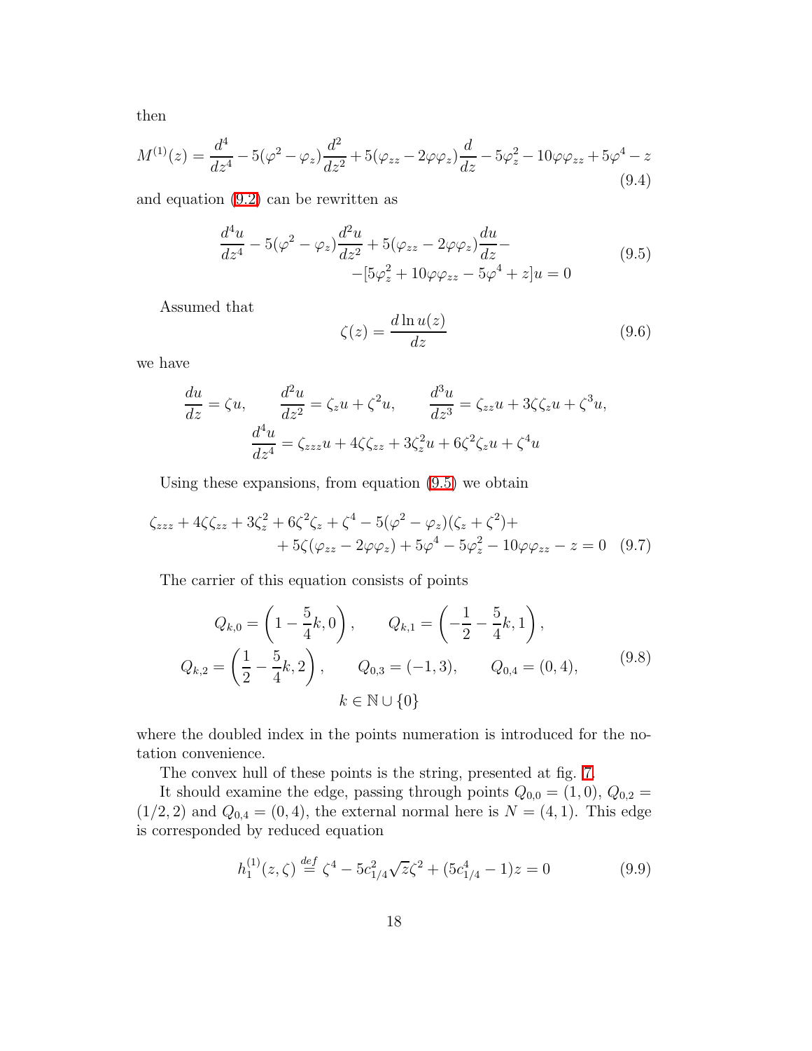then

$$M^{(1)}(z) = \frac{d^4}{dz^4} - 5(\varphi^2 - \varphi_z)\frac{d^2}{dz^2} + 5(\varphi_{zz} - 2\varphi\varphi_z)\frac{d}{dz} - 5\varphi_z^2 - 10\varphi\varphi_{zz} + 5\varphi^4 - z \tag{9.4}$$

and equation (9.2) can be rewritten as

$$\begin{aligned}\frac{d^4u}{dz^4} - 5(\varphi^2 - \varphi_z)\frac{d^2u}{dz^2} + 5(\varphi_{zz} - 2\varphi\varphi_z)\frac{du}{dz} - \\ -[5\varphi_z^2 + 10\varphi\varphi_{zz} - 5\varphi^4 + z]u = 0\end{aligned} \tag{9.5}$$

Assumed that

$$\zeta(z) = \frac{d\ln u(z)}{dz} \tag{9.6}$$

we have

$$\frac{du}{dz} = \zeta u, \qquad \frac{d^2u}{dz^2} = \zeta_z u + \zeta^2 u, \qquad \frac{d^3u}{dz^3} = \zeta_{zz}u + 3\zeta\zeta_z u + \zeta^3 u,$$
$$\frac{d^4u}{dz^4} = \zeta_{zzz}u + 4\zeta\zeta_{zz} + 3\zeta_z^2 u + 6\zeta^2\zeta_z u + \zeta^4 u$$

Using these expansions, from equation (9.5) we obtain

$$\begin{aligned}\zeta_{zzz} + 4\zeta\zeta_{zz} + 3\zeta_z^2 + 6\zeta^2\zeta_z + \zeta^4 - 5(\varphi^2 - \varphi_z)(\zeta_z + \zeta^2) + \\ + 5\zeta(\varphi_{zz} - 2\varphi\varphi_z) + 5\varphi^4 - 5\varphi_z^2 - 10\varphi\varphi_{zz} - z = 0\end{aligned} \tag{9.7}$$

The carrier of this equation consists of points

$$\begin{gathered}Q_{k,0} = \left(1 - \frac{5}{4}k, 0\right), \qquad Q_{k,1} = \left(-\frac{1}{2} - \frac{5}{4}k, 1\right), \\ Q_{k,2} = \left(\frac{1}{2} - \frac{5}{4}k, 2\right), \qquad Q_{0,3} = (-1, 3), \qquad Q_{0,4} = (0, 4), \\ k \in \mathbb{N} \cup \{0\}\end{gathered} \tag{9.8}$$

where the doubled index in the points numeration is introduced for the notation convenience.

The convex hull of these points is the string, presented at fig. 7.

It should examine the edge, passing through points $Q_{0,0} = (1, 0)$, $Q_{0,2} = (1/2, 2)$ and $Q_{0,4} = (0, 4)$, the external normal here is $N = (4, 1)$. This edge is corresponded by reduced equation

$$h_1^{(1)}(z, \zeta) \stackrel{def}{=} \zeta^4 - 5c_{1/4}^2\sqrt{z}\zeta^2 + (5c_{1/4}^4 - 1)z = 0 \tag{9.9}$$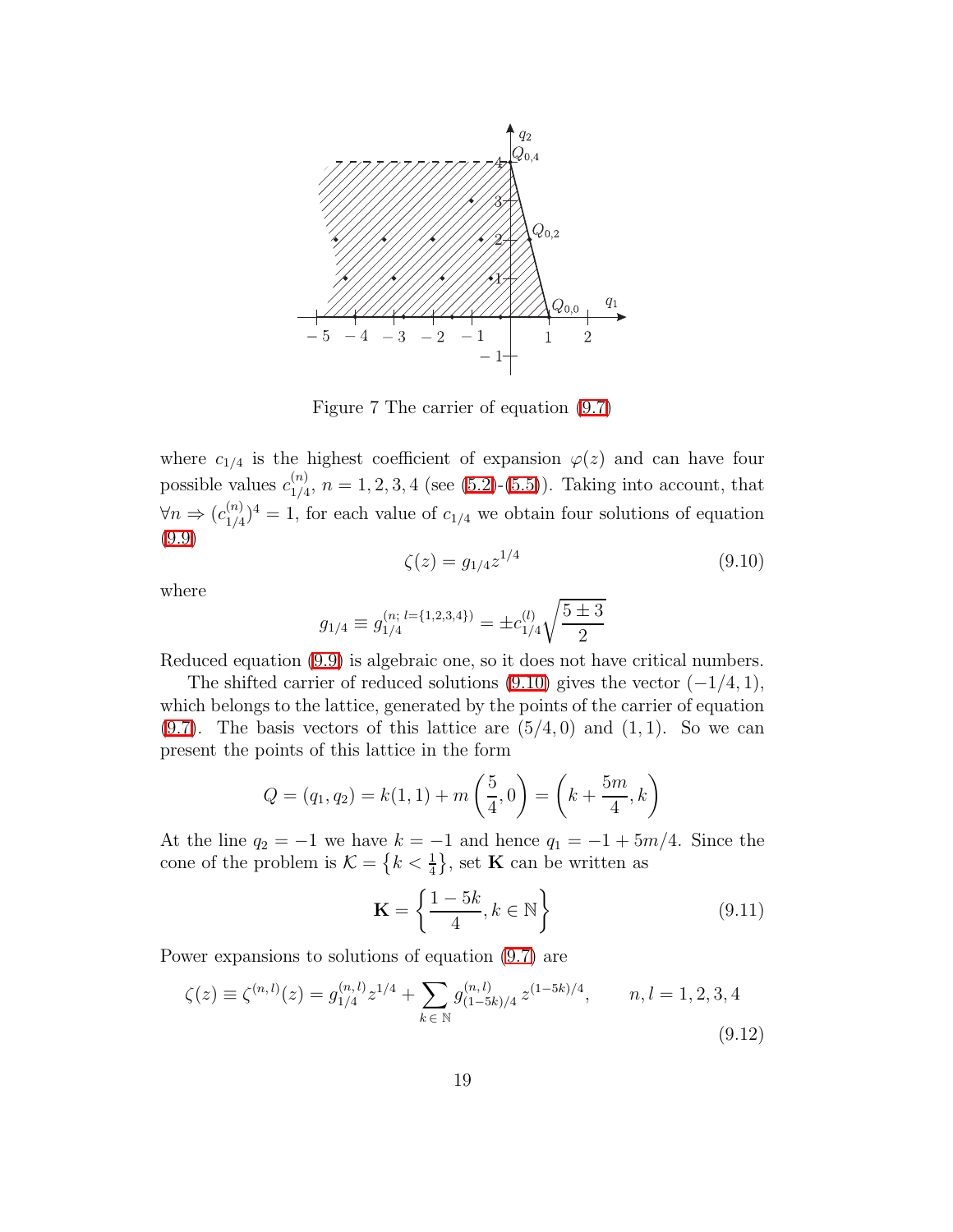Figure 7 The carrier of equation (9.7)

where $c_{1/4}$ is the highest coefficient of expansion $\varphi(z)$ and can have four possible values $c_{1/4}^{(n)}$, $n = 1, 2, 3, 4$ (see (5.2)-(5.5)). Taking into account, that $\forall n \Rightarrow (c_{1/4}^{(n)})^4 = 1$, for each value of $c_{1/4}$ we obtain four solutions of equation (9.9)

$$\zeta(z) = g_{1/4} z^{1/4} \tag{9.10}$$

where

$$g_{1/4} \equiv g_{1/4}^{(n;\, l=\{1,2,3,4\})} = \pm c_{1/4}^{(l)} \sqrt{\frac{5 \pm 3}{2}}$$

Reduced equation (9.9) is algebraic one, so it does not have critical numbers.

The shifted carrier of reduced solutions (9.10) gives the vector $(-1/4, 1)$, which belongs to the lattice, generated by the points of the carrier of equation (9.7). The basis vectors of this lattice are $(5/4, 0)$ and $(1, 1)$. So we can present the points of this lattice in the form

$$Q = (q_1, q_2) = k(1,1) + m\left(\frac{5}{4}, 0\right) = \left(k + \frac{5m}{4}, k\right)$$

At the line $q_2 = -1$ we have $k = -1$ and hence $q_1 = -1 + 5m/4$. Since the cone of the problem is $\mathcal{K} = \left\{k < \frac{1}{4}\right\}$, set $\mathbf{K}$ can be written as

$$\mathbf{K} = \left\{\frac{1 - 5k}{4}, k \in \mathbb{N}\right\} \tag{9.11}$$

Power expansions to solutions of equation (9.7) are

$$\zeta(z) \equiv \zeta^{(n,l)}(z) = g_{1/4}^{(n,l)} z^{1/4} + \sum_{k \in \mathbb{N}} g_{(1-5k)/4}^{(n,l)} z^{(1-5k)/4}, \qquad n, l = 1, 2, 3, 4 \tag{9.12}$$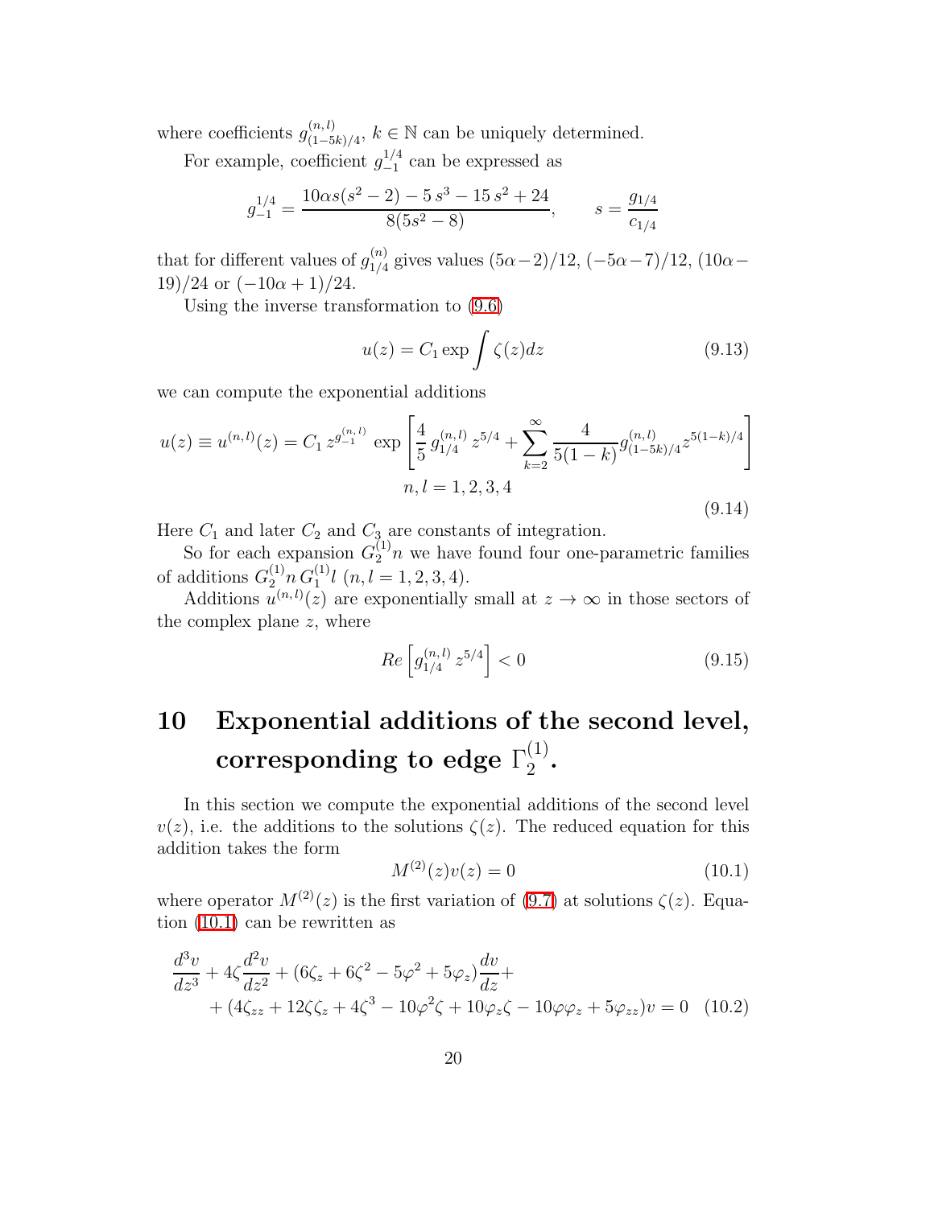where coefficients $g^{(n,l)}_{(1-5k)/4}$, $k \in \mathbb{N}$ can be uniquely determined.

For example, coefficient $g^{1/4}_{-1}$ can be expressed as

$$g^{1/4}_{-1} = \frac{10\alpha s(s^2-2) - 5\,s^3 - 15\,s^2 + 24}{8(5s^2-8)}, \qquad s = \frac{g_{1/4}}{c_{1/4}}$$

that for different values of $g^{(n)}_{1/4}$ gives values $(5\alpha-2)/12$, $(-5\alpha-7)/12$, $(10\alpha-19)/24$ or $(-10\alpha+1)/24$.

Using the inverse transformation to (9.6)

$$u(z) = C_1 \exp \int \zeta(z)dz \tag{9.13}$$

we can compute the exponential additions

$$u(z) \equiv u^{(n,l)}(z) = C_1\, z^{g^{(n,\,l)}_{-1}}\, \exp\left[\frac{4}{5}\, g^{(n,l)}_{1/4}\, z^{5/4} + \sum_{k=2}^{\infty} \frac{4}{5(1-k)} g^{(n,l)}_{(1-5k)/4} z^{5(1-k)/4}\right] \\ n, l = 1,2,3,4 \tag{9.14}$$

Here $C_1$ and later $C_2$ and $C_3$ are constants of integration.

So for each expansion $G^{(1)}_2 n$ we have found four one-parametric families of additions $G^{(1)}_2 n\, G^{(1)}_1 l$ $(n, l = 1,2,3,4)$.

Additions $u^{(n,l)}(z)$ are exponentially small at $z \to \infty$ in those sectors of the complex plane $z$, where

$$Re\left[g^{(n,l)}_{1/4}\, z^{5/4}\right] < 0 \tag{9.15}$$

# 10 Exponential additions of the second level, corresponding to edge $\Gamma^{(1)}_2$.

In this section we compute the exponential additions of the second level $v(z)$, i.e. the additions to the solutions $\zeta(z)$. The reduced equation for this addition takes the form

$$M^{(2)}(z)v(z) = 0 \tag{10.1}$$

where operator $M^{(2)}(z)$ is the first variation of (9.7) at solutions $\zeta(z)$. Equation (10.1) can be rewritten as

$$\frac{d^3v}{dz^3} + 4\zeta\frac{d^2v}{dz^2} + (6\zeta_z + 6\zeta^2 - 5\varphi^2 + 5\varphi_z)\frac{dv}{dz} + \\ + (4\zeta_{zz} + 12\zeta\zeta_z + 4\zeta^3 - 10\varphi^2\zeta + 10\varphi_z\zeta - 10\varphi\varphi_z + 5\varphi_{zz})v = 0 \tag{10.2}$$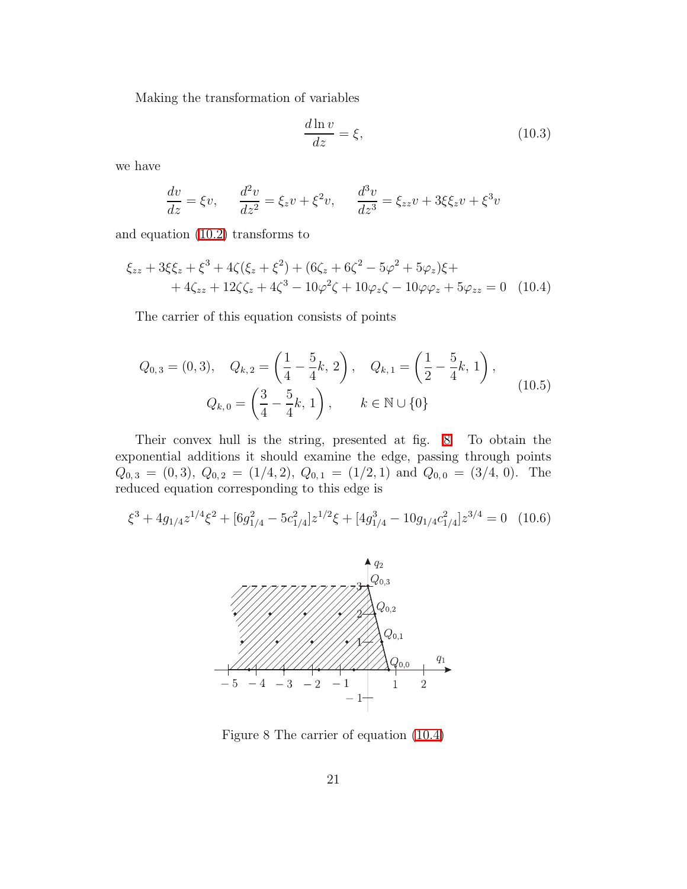Making the transformation of variables

$$
\frac{d \ln v}{dz} = \xi, \tag{10.3}
$$

we have

$$
\frac{dv}{dz} = \xi v, \qquad \frac{d^2 v}{dz^2} = \xi_z v + \xi^2 v, \qquad \frac{d^3 v}{dz^3} = \xi_{zz} v + 3\xi\xi_z v + \xi^3 v
$$

and equation (10.2) transforms to

$$
\begin{aligned}
\xi_{zz} + 3\xi\xi_z + \xi^3 + 4\zeta(\xi_z + \xi^2) + (6\zeta_z + 6\zeta^2 - 5\varphi^2 + 5\varphi_z)\xi + \\
+ 4\zeta_{zz} + 12\zeta\zeta_z + 4\zeta^3 - 10\varphi^2\zeta + 10\varphi_z\zeta - 10\varphi\varphi_z + 5\varphi_{zz} = 0
\end{aligned} \tag{10.4}
$$

The carrier of this equation consists of points

$$
\begin{gathered}
Q_{0,3} = (0, 3), \quad Q_{k,2} = \left(\frac{1}{4} - \frac{5}{4}k,\, 2\right), \quad Q_{k,1} = \left(\frac{1}{2} - \frac{5}{4}k,\, 1\right), \\
Q_{k,0} = \left(\frac{3}{4} - \frac{5}{4}k,\, 1\right), \qquad k \in \mathbb{N} \cup \{0\}
\end{gathered} \tag{10.5}
$$

Their convex hull is the string, presented at fig. 8. To obtain the exponential additions it should examine the edge, passing through points $Q_{0,3} = (0, 3)$, $Q_{0,2} = (1/4, 2)$, $Q_{0,1} = (1/2, 1)$ and $Q_{0,0} = (3/4, 0)$. The reduced equation corresponding to this edge is

$$
\xi^3 + 4g_{1/4} z^{1/4} \xi^2 + [6g_{1/4}^2 - 5c_{1/4}^2] z^{1/2} \xi + [4g_{1/4}^3 - 10g_{1/4} c_{1/4}^2] z^{3/4} = 0 \tag{10.6}
$$

Figure 8 The carrier of equation (10.4)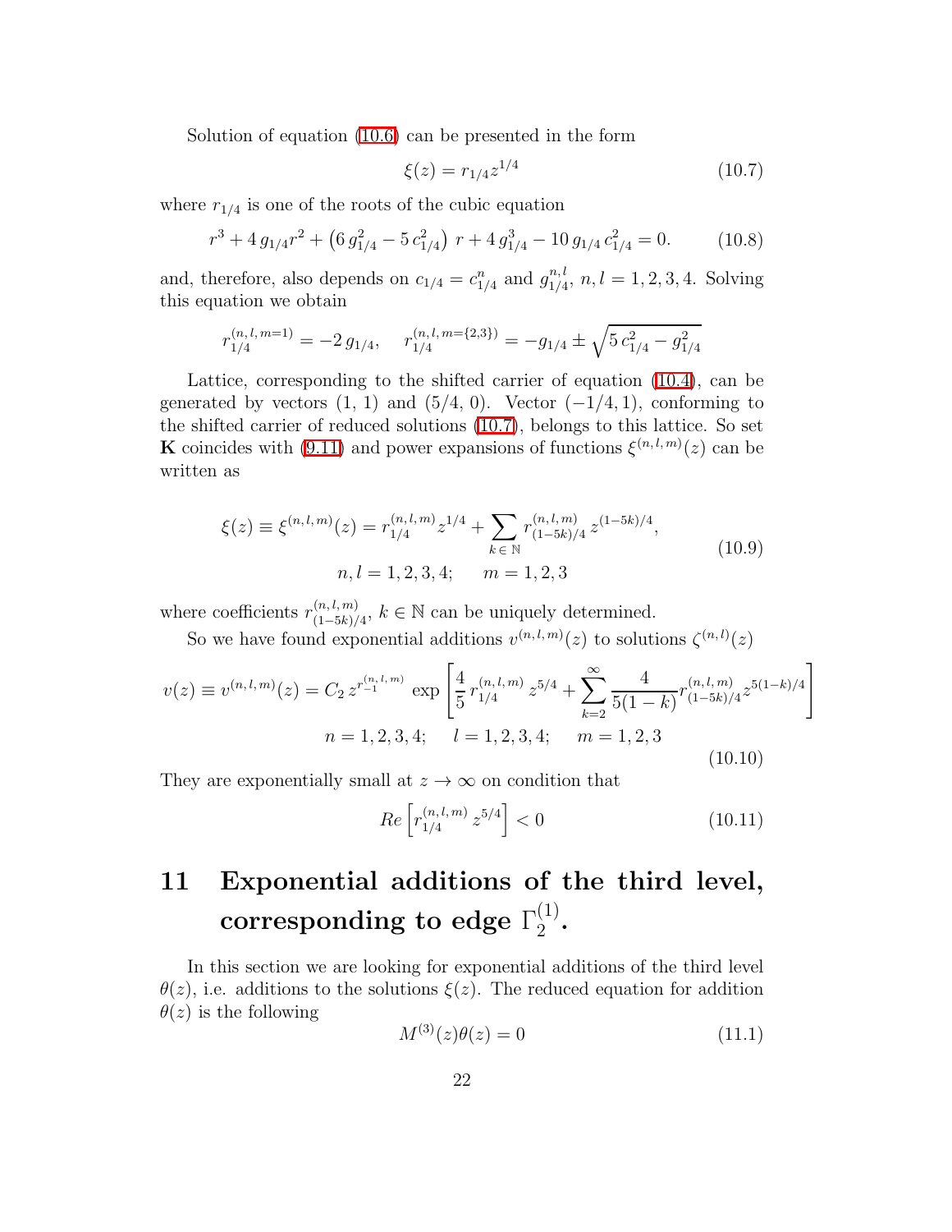Solution of equation (10.6) can be presented in the form

$$\xi(z) = r_{1/4} z^{1/4} \tag{10.7}$$

where $r_{1/4}$ is one of the roots of the cubic equation

$$r^3 + 4\, g_{1/4} r^2 + \left(6\, g_{1/4}^2 - 5\, c_{1/4}^2\right)\, r + 4\, g_{1/4}^3 - 10\, g_{1/4}\, c_{1/4}^2 = 0. \tag{10.8}$$

and, therefore, also depends on $c_{1/4} = c_{1/4}^n$ and $g_{1/4}^{n,l}$, $n, l = 1, 2, 3, 4$. Solving this equation we obtain

$$r_{1/4}^{(n,\,l,\,m=1)} = -2\, g_{1/4}, \quad r_{1/4}^{(n,\,l,\,m=\{2,3\})} = -g_{1/4} \pm \sqrt{5\, c_{1/4}^2 - g_{1/4}^2}$$

Lattice, corresponding to the shifted carrier of equation (10.4), can be generated by vectors $(1, 1)$ and $(5/4, 0)$. Vector $(-1/4, 1)$, conforming to the shifted carrier of reduced solutions (10.7), belongs to this lattice. So set $\mathbf{K}$ coincides with (9.11) and power expansions of functions $\xi^{(n,l,m)}(z)$ can be written as

$$\xi(z) \equiv \xi^{(n,\,l,\,m)}(z) = r_{1/4}^{(n,\,l,\,m)} z^{1/4} + \sum_{k\,\in\,\mathbb{N}} r_{(1-5k)/4}^{(n,\,l,\,m)}\, z^{(1-5k)/4}, \qquad n, l = 1, 2, 3, 4; \quad m = 1, 2, 3 \tag{10.9}$$

where coefficients $r_{(1-5k)/4}^{(n,\,l,\,m)}$, $k \in \mathbb{N}$ can be uniquely determined.

So we have found exponential additions $v^{(n,l,m)}(z)$ to solutions $\zeta^{(n,l)}(z)$

$$v(z) \equiv v^{(n,\,l,\,m)}(z) = C_2\, z^{r_{-1}^{(n,\,l,\,m)}} \exp\left[\frac{4}{5}\, r_{1/4}^{(n,\,l,\,m)}\, z^{5/4} + \sum_{k=2}^{\infty} \frac{4}{5(1-k)} r_{(1-5k)/4}^{(n,\,l,\,m)} z^{5(1-k)/4}\right]$$
$$n = 1, 2, 3, 4; \quad l = 1, 2, 3, 4; \quad m = 1, 2, 3 \tag{10.10}$$

They are exponentially small at $z \to \infty$ on condition that

$$Re\left[r_{1/4}^{(n,\,l,\,m)}\, z^{5/4}\right] < 0 \tag{10.11}$$

# 11 Exponential additions of the third level, corresponding to edge $\Gamma_2^{(1)}$.

In this section we are looking for exponential additions of the third level $\theta(z)$, i.e. additions to the solutions $\xi(z)$. The reduced equation for addition $\theta(z)$ is the following

$$M^{(3)}(z)\theta(z) = 0 \tag{11.1}$$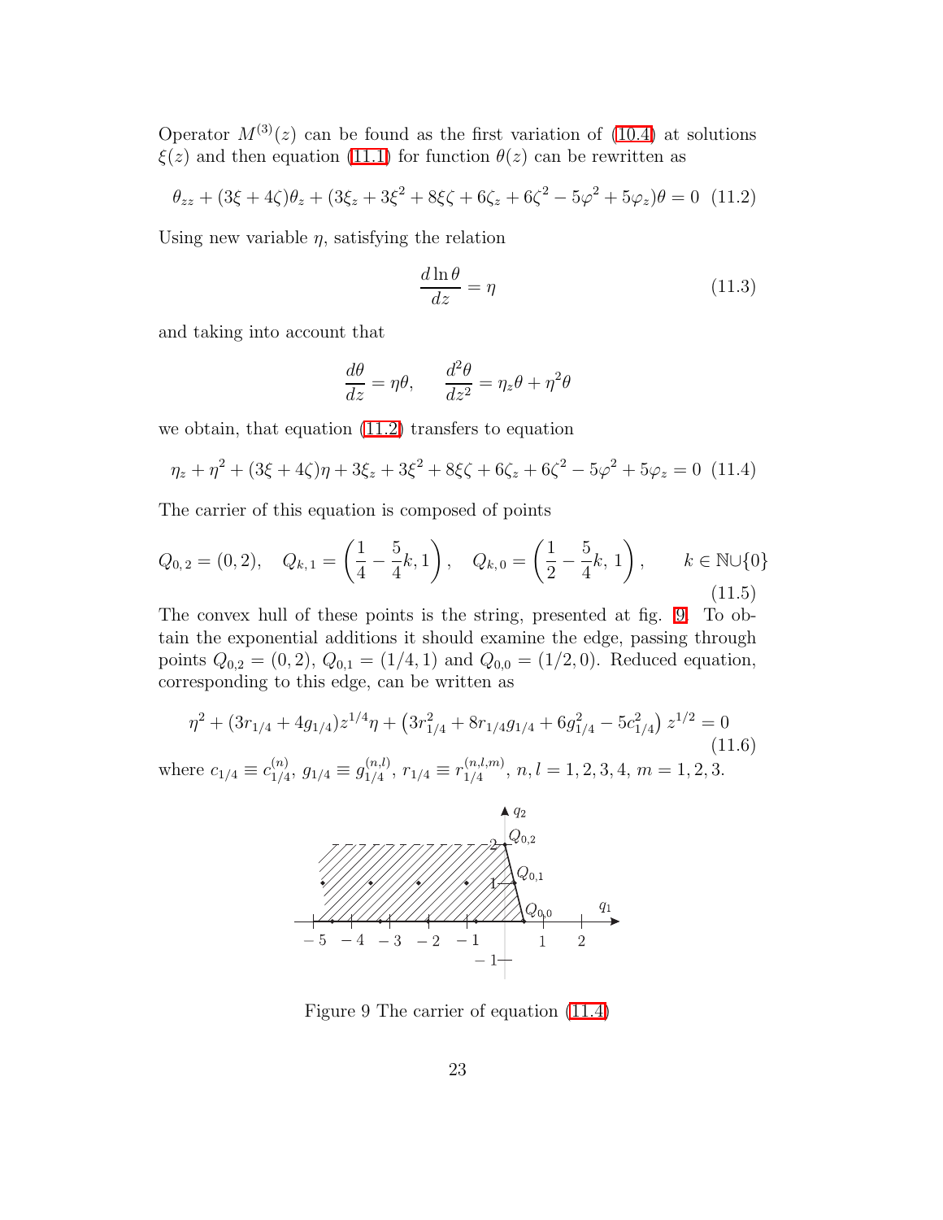Operator $M^{(3)}(z)$ can be found as the first variation of (10.4) at solutions $\xi(z)$ and then equation (11.1) for function $\theta(z)$ can be rewritten as

$$\theta_{zz} + (3\xi + 4\zeta)\theta_z + (3\xi_z + 3\xi^2 + 8\xi\zeta + 6\zeta_z + 6\zeta^2 - 5\varphi^2 + 5\varphi_z)\theta = 0 \quad (11.2)$$

Using new variable $\eta$, satisfying the relation

$$\frac{d \ln \theta}{dz} = \eta \quad (11.3)$$

and taking into account that

$$\frac{d\theta}{dz} = \eta\theta, \qquad \frac{d^2\theta}{dz^2} = \eta_z\theta + \eta^2\theta$$

we obtain, that equation (11.2) transfers to equation

$$\eta_z + \eta^2 + (3\xi + 4\zeta)\eta + 3\xi_z + 3\xi^2 + 8\xi\zeta + 6\zeta_z + 6\zeta^2 - 5\varphi^2 + 5\varphi_z = 0 \quad (11.4)$$

The carrier of this equation is composed of points

$$Q_{0,2} = (0, 2), \quad Q_{k,1} = \left(\frac{1}{4} - \frac{5}{4}k, 1\right), \quad Q_{k,0} = \left(\frac{1}{2} - \frac{5}{4}k, 1\right), \qquad k \in \mathbb{N} \cup \{0\} \quad (11.5)$$

The convex hull of these points is the string, presented at fig. 9. To obtain the exponential additions it should examine the edge, passing through points $Q_{0,2} = (0, 2)$, $Q_{0,1} = (1/4, 1)$ and $Q_{0,0} = (1/2, 0)$. Reduced equation, corresponding to this edge, can be written as

$$\eta^2 + (3r_{1/4} + 4g_{1/4})z^{1/4}\eta + \left(3r_{1/4}^2 + 8r_{1/4}g_{1/4} + 6g_{1/4}^2 - 5c_{1/4}^2\right)z^{1/2} = 0 \quad (11.6)$$

where $c_{1/4} \equiv c_{1/4}^{(n)}$, $g_{1/4} \equiv g_{1/4}^{(n,l)}$, $r_{1/4} \equiv r_{1/4}^{(n,l,m)}$, $n, l = 1, 2, 3, 4$, $m = 1, 2, 3$.

Figure 9 The carrier of equation (11.4)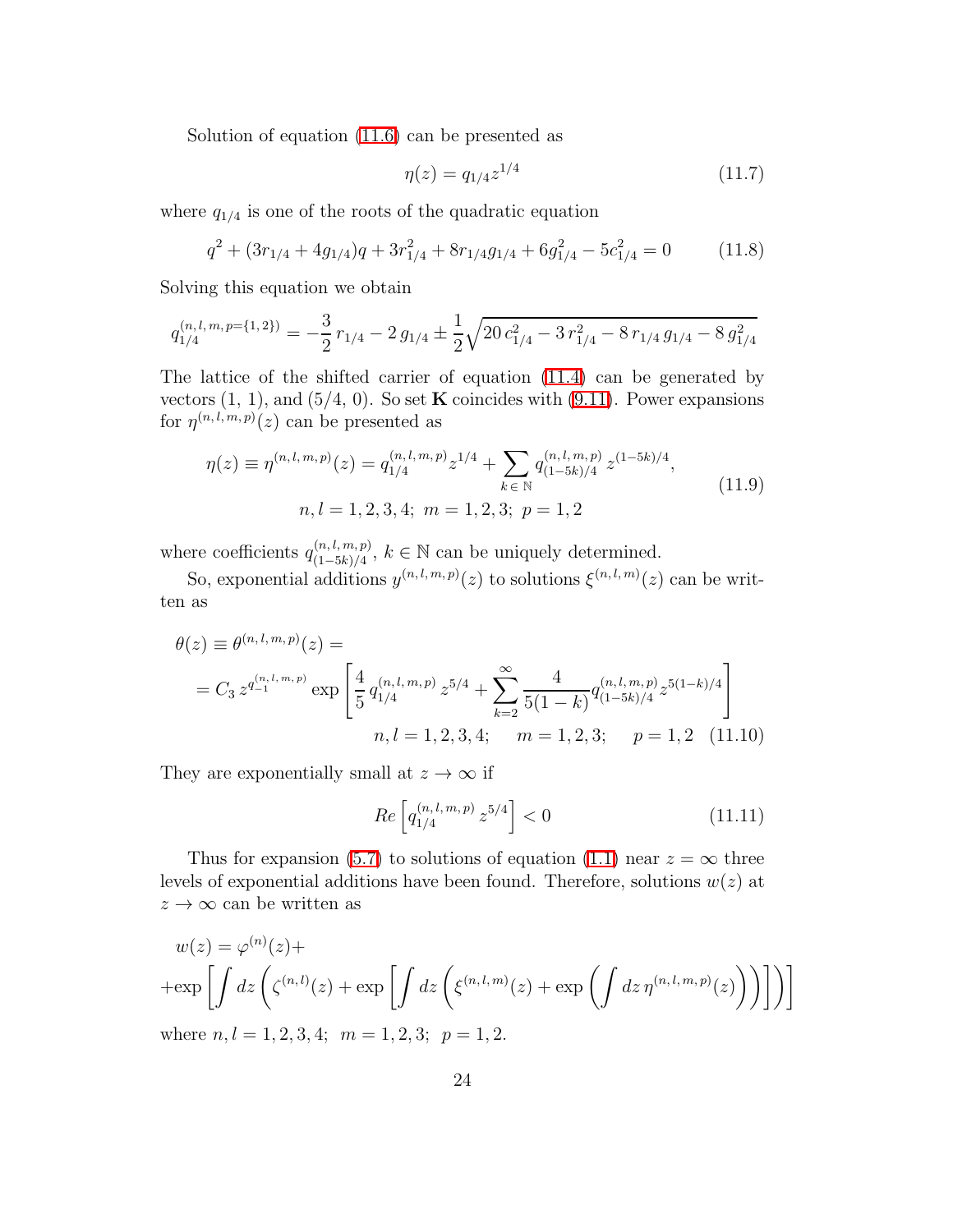Solution of equation (11.6) can be presented as

$$\eta(z) = q_{1/4} z^{1/4} \tag{11.7}$$

where $q_{1/4}$ is one of the roots of the quadratic equation

$$q^2 + (3r_{1/4} + 4g_{1/4})q + 3r_{1/4}^2 + 8r_{1/4}g_{1/4} + 6g_{1/4}^2 - 5c_{1/4}^2 = 0 \tag{11.8}$$

Solving this equation we obtain

$$q_{1/4}^{(n,\,l,\,m,\,p=\{1,\,2\})} = -\frac{3}{2}\,r_{1/4} - 2\,g_{1/4} \pm \frac{1}{2}\sqrt{20\,c_{1/4}^2 - 3\,r_{1/4}^2 - 8\,r_{1/4}\,g_{1/4} - 8\,g_{1/4}^2}$$

The lattice of the shifted carrier of equation (11.4) can be generated by vectors (1, 1), and (5/4, 0). So set $\mathbf{K}$ coincides with (9.11). Power expansions for $\eta^{(n,\,l,\,m,\,p)}(z)$ can be presented as

$$\begin{gathered}\eta(z) \equiv \eta^{(n,\,l,\,m,\,p)}(z) = q_{1/4}^{(n,\,l,\,m,\,p)} z^{1/4} + \sum_{k\,\in\,\mathbb{N}} q_{(1-5k)/4}^{(n,\,l,\,m,\,p)}\, z^{(1-5k)/4}, \\ n,l = 1,2,3,4;\ m = 1,2,3;\ p = 1,2\end{gathered} \tag{11.9}$$

where coefficients $q_{(1-5k)/4}^{(n,\,l,\,m,\,p)}$, $k \in \mathbb{N}$ can be uniquely determined.

So, exponential additions $y^{(n,\,l,\,m,\,p)}(z)$ to solutions $\xi^{(n,\,l,\,m)}(z)$ can be written as

$$\begin{aligned}\theta(z) &\equiv \theta^{(n,\,l,\,m,\,p)}(z) = \\ &= C_3\, z^{q_{-1}^{(n,\,l,\,m,\,p)}} \exp\left[\frac{4}{5}\, q_{1/4}^{(n,\,l,\,m,\,p)}\, z^{5/4} + \sum_{k=2}^{\infty} \frac{4}{5(1-k)} q_{(1-5k)/4}^{(n,\,l,\,m,\,p)} z^{5(1-k)/4}\right] \\ &\qquad n,l = 1,2,3,4; \quad m = 1,2,3; \quad p = 1,2\end{aligned} \tag{11.10}$$

They are exponentially small at $z \to \infty$ if

$$Re\left[q_{1/4}^{(n,\,l,\,m,\,p)}\, z^{5/4}\right] < 0 \tag{11.11}$$

Thus for expansion (5.7) to solutions of equation (1.1) near $z = \infty$ three levels of exponential additions have been found. Therefore, solutions $w(z)$ at $z \to \infty$ can be written as

$$\begin{aligned}w(z) &= \varphi^{(n)}(z) + \\ &+ \exp\left[\int dz \left(\zeta^{(n,\,l)}(z) + \exp\left[\int dz \left(\xi^{(n,\,l,\,m)}(z) + \exp\left(\int dz\, \eta^{(n,\,l,\,m,\,p)}(z)\right)\right)\right]\right)\right]\end{aligned}$$

where $n,l = 1,2,3,4;\ \ m = 1,2,3;\ \ p = 1,2.$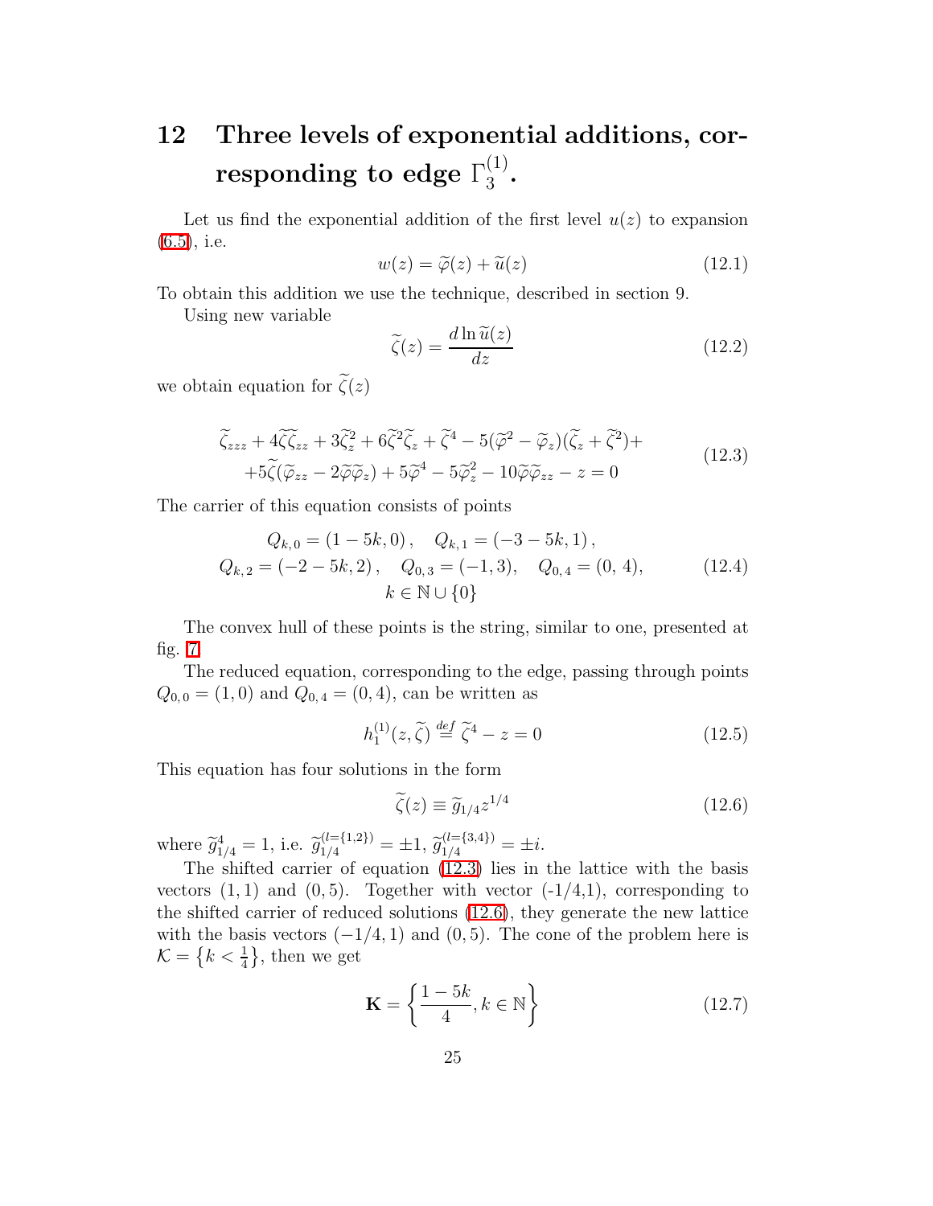# 12 Three levels of exponential additions, corresponding to edge $\Gamma_3^{(1)}$.

Let us find the exponential addition of the first level $u(z)$ to expansion (6.5), i.e.

$$w(z) = \widetilde{\varphi}(z) + \widetilde{u}(z) \tag{12.1}$$

To obtain this addition we use the technique, described in section 9.

Using new variable

$$\widetilde{\zeta}(z) = \frac{d \ln \widetilde{u}(z)}{dz} \tag{12.2}$$

we obtain equation for $\widetilde{\zeta}(z)$

$$\begin{gathered}
\widetilde{\zeta}_{zzz} + 4\widetilde{\zeta}\widetilde{\zeta}_{zz} + 3\widetilde{\zeta}_z^2 + 6\widetilde{\zeta}^2\widetilde{\zeta}_z + \widetilde{\zeta}^4 - 5(\widetilde{\varphi}^2 - \widetilde{\varphi}_z)(\widetilde{\zeta}_z + \widetilde{\zeta}^2) + \\
+ 5\widetilde{\zeta}(\widetilde{\varphi}_{zz} - 2\widetilde{\varphi}\widetilde{\varphi}_z) + 5\widetilde{\varphi}^4 - 5\widetilde{\varphi}_z^2 - 10\widetilde{\varphi}\widetilde{\varphi}_{zz} - z = 0
\end{gathered} \tag{12.3}$$

The carrier of this equation consists of points

$$\begin{gathered}
Q_{k,0} = (1 - 5k, 0), \quad Q_{k,1} = (-3 - 5k, 1), \\
Q_{k,2} = (-2 - 5k, 2), \quad Q_{0,3} = (-1, 3), \quad Q_{0,4} = (0, 4), \\
k \in \mathbb{N} \cup \{0\}
\end{gathered} \tag{12.4}$$

The convex hull of these points is the string, similar to one, presented at fig. 7.

The reduced equation, corresponding to the edge, passing through points $Q_{0,0} = (1, 0)$ and $Q_{0,4} = (0, 4)$, can be written as

$$h_1^{(1)}(z, \widetilde{\zeta}) \stackrel{def}{=} \widetilde{\zeta}^4 - z = 0 \tag{12.5}$$

This equation has four solutions in the form

$$\widetilde{\zeta}(z) \equiv \widetilde{g}_{1/4} z^{1/4} \tag{12.6}$$

where $\widetilde{g}_{1/4}^4 = 1$, i.e. $\widetilde{g}_{1/4}^{(l=\{1,2\})} = \pm 1$, $\widetilde{g}_{1/4}^{(l=\{3,4\})} = \pm i$.

The shifted carrier of equation (12.3) lies in the lattice with the basis vectors $(1, 1)$ and $(0, 5)$. Together with vector $(-1/4, 1)$, corresponding to the shifted carrier of reduced solutions (12.6), they generate the new lattice with the basis vectors $(-1/4, 1)$ and $(0, 5)$. The cone of the problem here is $\mathcal{K} = \left\{k < \frac{1}{4}\right\}$, then we get

$$\mathbf{K} = \left\{ \frac{1 - 5k}{4}, k \in \mathbb{N} \right\} \tag{12.7}$$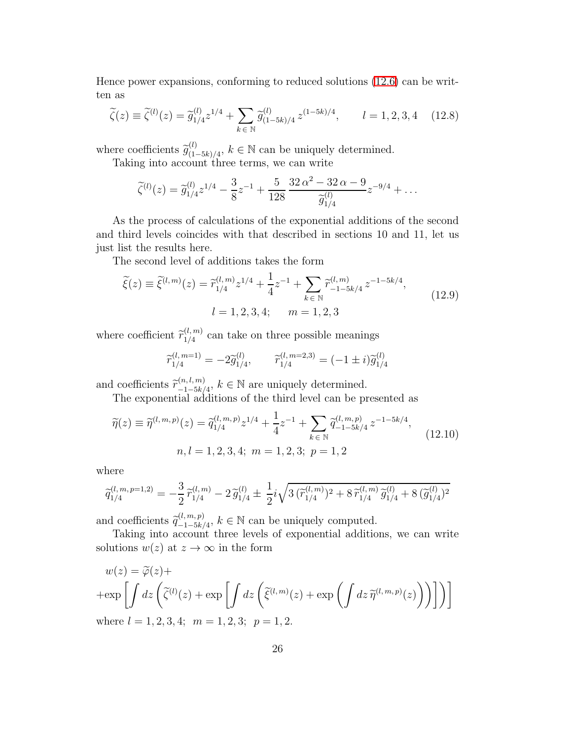Hence power expansions, conforming to reduced solutions (12.6) can be written as

$$\widetilde{\zeta}(z) \equiv \widetilde{\zeta}^{(l)}(z) = \widetilde{g}^{(l)}_{1/4} z^{1/4} + \sum_{k \in \mathbb{N}} \widetilde{g}^{(l)}_{(1-5k)/4} \, z^{(1-5k)/4}, \qquad l = 1,2,3,4 \quad (12.8)$$

where coefficients $\widetilde{g}^{(l)}_{(1-5k)/4}$, $k \in \mathbb{N}$ can be uniquely determined.

Taking into account three terms, we can write

$$\widetilde{\zeta}^{(l)}(z) = \widetilde{g}^{(l)}_{1/4} z^{1/4} - \frac{3}{8} z^{-1} + \frac{5}{128} \, \frac{32\,\alpha^2 - 32\,\alpha - 9}{\widetilde{g}^{(l)}_{1/4}} z^{-9/4} + \ldots$$

As the process of calculations of the exponential additions of the second and third levels coincides with that described in sections 10 and 11, let us just list the results here.

The second level of additions takes the form

$$\widetilde{\xi}(z) \equiv \widetilde{\xi}^{(l,m)}(z) = \widetilde{r}^{(l,m)}_{1/4} z^{1/4} + \frac{1}{4} z^{-1} + \sum_{k \in \mathbb{N}} \widetilde{r}^{(l,m)}_{-1-5k/4} \, z^{-1-5k/4}, \qquad (12.9)$$
$$l = 1,2,3,4; \qquad m = 1,2,3$$

where coefficient $\widetilde{r}^{(l,m)}_{1/4}$ can take on three possible meanings

$$\widetilde{r}^{(l,m=1)}_{1/4} = -2\widetilde{g}^{(l)}_{1/4}, \qquad \widetilde{r}^{(l,m=2,3)}_{1/4} = (-1 \pm i)\widetilde{g}^{(l)}_{1/4}$$

and coefficients $\widetilde{r}^{(n,l,m)}_{-1-5k/4}$, $k \in \mathbb{N}$ are uniquely determined.

The exponential additions of the third level can be presented as

$$\widetilde{\eta}(z) \equiv \widetilde{\eta}^{(l,m,p)}(z) = \widetilde{q}^{(l,m,p)}_{1/4} z^{1/4} + \frac{1}{4} z^{-1} + \sum_{k \in \mathbb{N}} \widetilde{q}^{(l,m,p)}_{-1-5k/4} \, z^{-1-5k/4}, \qquad (12.10)$$
$$n, l = 1,2,3,4; \; m = 1,2,3; \; p = 1,2$$

where

$$\widetilde{q}^{(l,m,p=1,2)}_{1/4} = -\frac{3}{2} \, \widetilde{r}^{(l,m)}_{1/4} - 2\,\widetilde{g}^{(l)}_{1/4} \pm \frac{1}{2} i \sqrt{3\,(\widetilde{r}^{(l,m)}_{1/4})^2 + 8\,\widetilde{r}^{(l,m)}_{1/4} \, \widetilde{g}^{(l)}_{1/4} + 8\,(\widetilde{g}^{(l)}_{1/4})^2}$$

and coefficients $\widetilde{q}^{(l,m,p)}_{-1-5k/4}$, $k \in \mathbb{N}$ can be uniquely computed.

Taking into account three levels of exponential additions, we can write solutions $w(z)$ at $z \to \infty$ in the form

$$w(z) = \widetilde{\varphi}(z) +$$
$$+ \exp\left[ \int dz \left( \widetilde{\zeta}^{(l)}(z) + \exp\left[ \int dz \left( \widetilde{\xi}^{(l,m)}(z) + \exp\left( \int dz \, \widetilde{\eta}^{(l,m,p)}(z) \right) \right) \right] \right) \right]$$

where $l = 1,2,3,4$; $m = 1,2,3$; $p = 1,2$.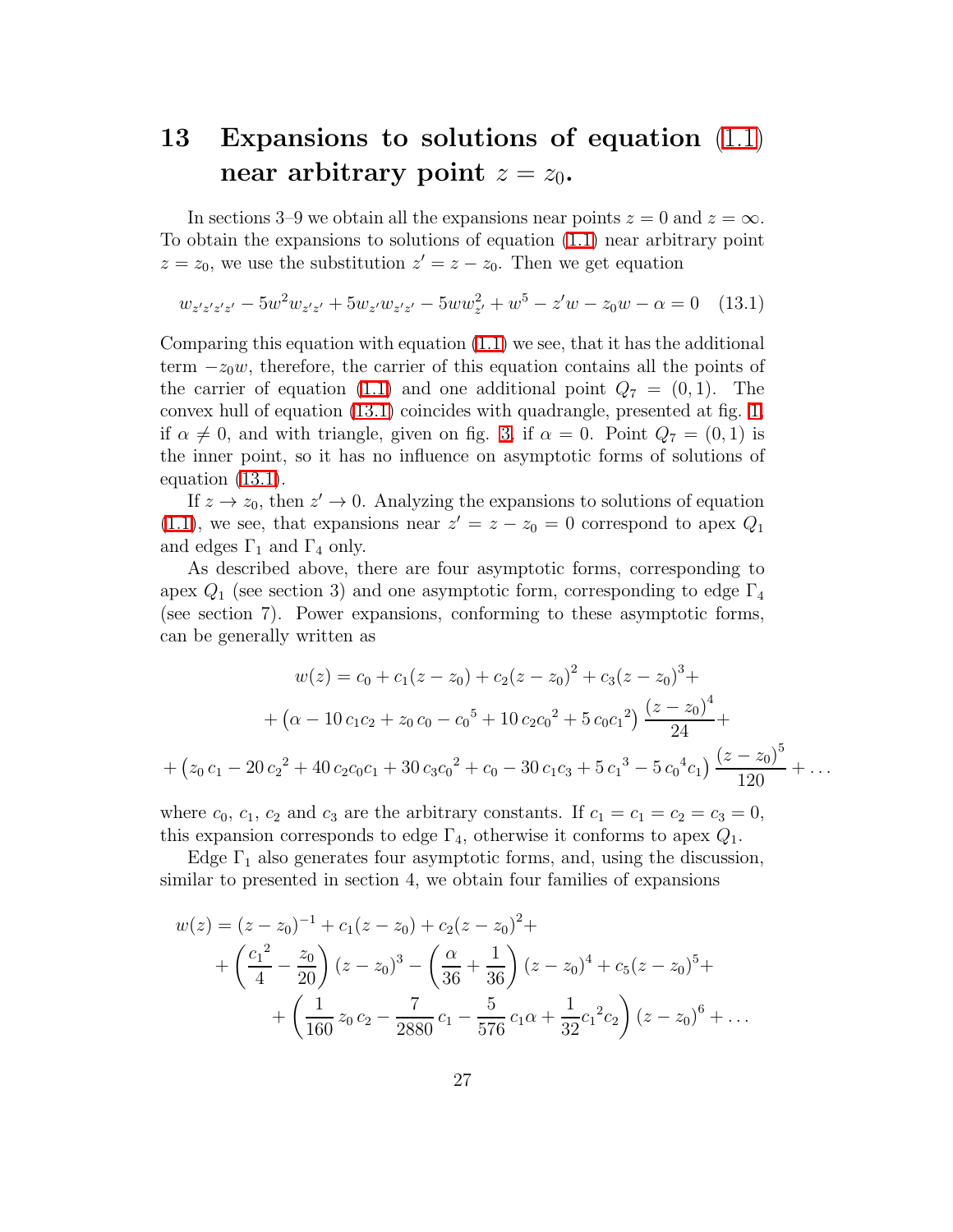# 13 Expansions to solutions of equation (1.1) near arbitrary point $z = z_0$.

In sections 3–9 we obtain all the expansions near points $z = 0$ and $z = \infty$. To obtain the expansions to solutions of equation (1.1) near arbitrary point $z = z_0$, we use the substitution $z' = z - z_0$. Then we get equation

$$w_{z'z'z'z'} - 5w^2 w_{z'z'} + 5w_{z'}w_{z'z'} - 5ww_{z'}^2 + w^5 - z'w - z_0 w - \alpha = 0 \quad (13.1)$$

Comparing this equation with equation (1.1) we see, that it has the additional term $-z_0 w$, therefore, the carrier of this equation contains all the points of the carrier of equation (1.1) and one additional point $Q_7 = (0, 1)$. The convex hull of equation (13.1) coincides with quadrangle, presented at fig. 1, if $\alpha \neq 0$, and with triangle, given on fig. 3, if $\alpha = 0$. Point $Q_7 = (0, 1)$ is the inner point, so it has no influence on asymptotic forms of solutions of equation (13.1).

If $z \to z_0$, then $z' \to 0$. Analyzing the expansions to solutions of equation (1.1), we see, that expansions near $z' = z - z_0 = 0$ correspond to apex $Q_1$ and edges $\Gamma_1$ and $\Gamma_4$ only.

As described above, there are four asymptotic forms, corresponding to apex $Q_1$ (see section 3) and one asymptotic form, corresponding to edge $\Gamma_4$ (see section 7). Power expansions, conforming to these asymptotic forms, can be generally written as

$$\begin{gathered}
w(z) = c_0 + c_1(z - z_0) + c_2(z - z_0)^2 + c_3(z - z_0)^3 + \\
+ \left(\alpha - 10\,c_1c_2 + z_0\,c_0 - {c_0}^5 + 10\,c_2{c_0}^2 + 5\,c_0{c_1}^2\right)\frac{(z - z_0)^4}{24} + \\
+ \left(z_0\,c_1 - 20\,{c_2}^2 + 40\,c_2c_0c_1 + 30\,c_3{c_0}^2 + c_0 - 30\,c_1c_3 + 5\,{c_1}^3 - 5\,{c_0}^4c_1\right)\frac{(z - z_0)^5}{120} + \dots
\end{gathered}$$

where $c_0$, $c_1$, $c_2$ and $c_3$ are the arbitrary constants. If $c_1 = c_1 = c_2 = c_3 = 0$, this expansion corresponds to edge $\Gamma_4$, otherwise it conforms to apex $Q_1$.

Edge $\Gamma_1$ also generates four asymptotic forms, and, using the discussion, similar to presented in section 4, we obtain four families of expansions

$$\begin{aligned}
w(z) = {} & (z - z_0)^{-1} + c_1(z - z_0) + c_2(z - z_0)^2 + \\
& + \left(\frac{{c_1}^2}{4} - \frac{z_0}{20}\right)(z - z_0)^3 - \left(\frac{\alpha}{36} + \frac{1}{36}\right)(z - z_0)^4 + c_5(z - z_0)^5 + \\
& + \left(\frac{1}{160}\,z_0\,c_2 - \frac{7}{2880}\,c_1 - \frac{5}{576}\,c_1\alpha + \frac{1}{32}{c_1}^2c_2\right)(z - z_0)^6 + \dots
\end{aligned}$$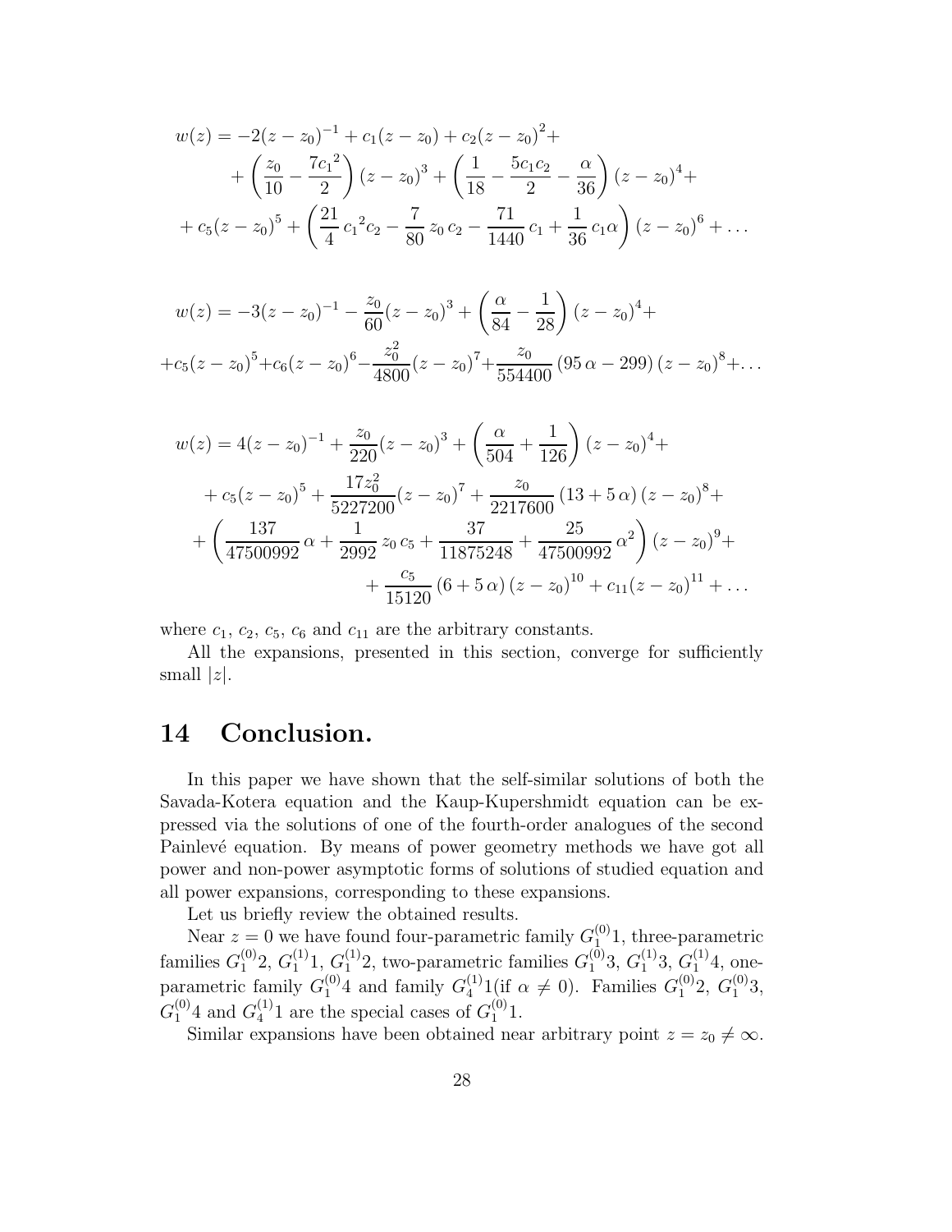$$
\begin{aligned}
w(z) = {} & -2(z-z_0)^{-1} + c_1(z-z_0) + c_2(z-z_0)^2 + \\
& + \left(\frac{z_0}{10} - \frac{7{c_1}^2}{2}\right)(z-z_0)^3 + \left(\frac{1}{18} - \frac{5c_1c_2}{2} - \frac{\alpha}{36}\right)(z-z_0)^4 + \\
& + c_5(z-z_0)^5 + \left(\frac{21}{4}\,{c_1}^2c_2 - \frac{7}{80}\,z_0\,c_2 - \frac{71}{1440}\,c_1 + \frac{1}{36}\,c_1\alpha\right)(z-z_0)^6 + \ldots
\end{aligned}
$$

$$
\begin{aligned}
w(z) = {} & -3(z-z_0)^{-1} - \frac{z_0}{60}(z-z_0)^3 + \left(\frac{\alpha}{84} - \frac{1}{28}\right)(z-z_0)^4 + \\
& + c_5(z-z_0)^5 + c_6(z-z_0)^6 - \frac{z_0^2}{4800}(z-z_0)^7 + \frac{z_0}{554400}\,(95\,\alpha - 299)\,(z-z_0)^8 + \ldots
\end{aligned}
$$

$$
\begin{aligned}
w(z) = {} & 4(z-z_0)^{-1} + \frac{z_0}{220}(z-z_0)^3 + \left(\frac{\alpha}{504} + \frac{1}{126}\right)(z-z_0)^4 + \\
& + c_5(z-z_0)^5 + \frac{17z_0^2}{5227200}(z-z_0)^7 + \frac{z_0}{2217600}\,(13 + 5\,\alpha)\,(z-z_0)^8 + \\
& + \left(\frac{137}{47500992}\,\alpha + \frac{1}{2992}\,z_0\,c_5 + \frac{37}{11875248} + \frac{25}{47500992}\,\alpha^2\right)(z-z_0)^9 + \\
& + \frac{c_5}{15120}\,(6 + 5\,\alpha)\,(z-z_0)^{10} + c_{11}(z-z_0)^{11} + \ldots
\end{aligned}
$$

where $c_1$, $c_2$, $c_5$, $c_6$ and $c_{11}$ are the arbitrary constants.

All the expansions, presented in this section, converge for sufficiently small $|z|$.

# 14 Conclusion.

In this paper we have shown that the self-similar solutions of both the Savada-Kotera equation and the Kaup-Kupershmidt equation can be expressed via the solutions of one of the fourth-order analogues of the second Painlevé equation. By means of power geometry methods we have got all power and non-power asymptotic forms of solutions of studied equation and all power expansions, corresponding to these expansions.

Let us briefly review the obtained results.

Near $z = 0$ we have found four-parametric family $G_1^{(0)}1$, three-parametric families $G_1^{(0)}2$, $G_1^{(1)}1$, $G_1^{(1)}2$, two-parametric families $G_1^{(0)}3$, $G_1^{(1)}3$, $G_1^{(1)}4$, one-parametric family $G_1^{(0)}4$ and family $G_4^{(1)}1$(if $\alpha \neq 0$). Families $G_1^{(0)}2$, $G_1^{(0)}3$, $G_1^{(0)}4$ and $G_4^{(1)}1$ are the special cases of $G_1^{(0)}1$.

Similar expansions have been obtained near arbitrary point $z = z_0 \neq \infty$.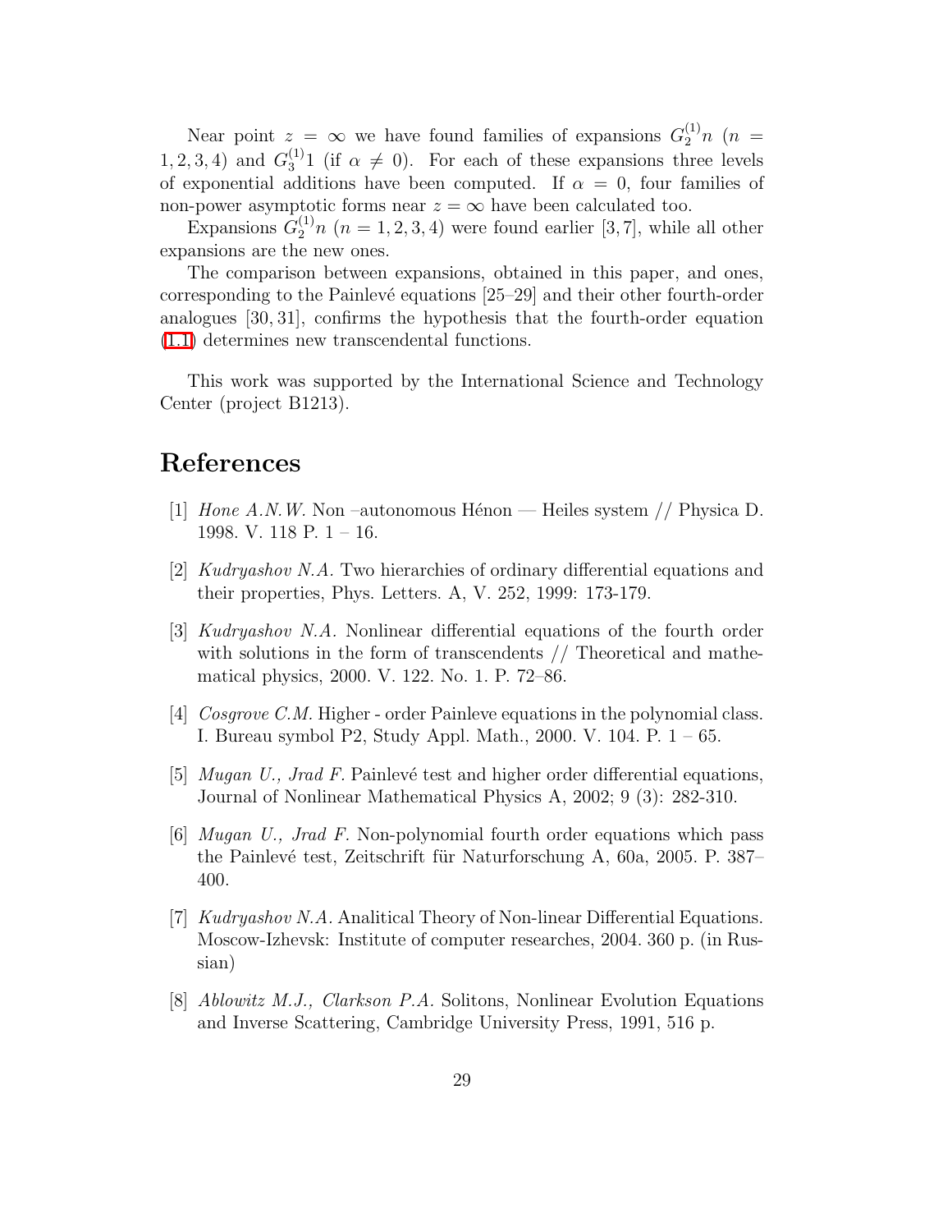Near point $z = \infty$ we have found families of expansions $G_2^{(1)}n$ ($n = 1, 2, 3, 4$) and $G_3^{(1)}1$ (if $\alpha \neq 0$). For each of these expansions three levels of exponential additions have been computed. If $\alpha = 0$, four families of non-power asymptotic forms near $z = \infty$ have been calculated too.

Expansions $G_2^{(1)}n$ ($n = 1, 2, 3, 4$) were found earlier [3, 7], while all other expansions are the new ones.

The comparison between expansions, obtained in this paper, and ones, corresponding to the Painlevé equations [25–29] and their other fourth-order analogues [30, 31], confirms the hypothesis that the fourth-order equation (1.1) determines new transcendental functions.

This work was supported by the International Science and Technology Center (project B1213).

# References

[1] *Hone A.N.W.* Non –autonomous Hénon — Heiles system // Physica D. 1998. V. 118 P. 1 – 16.

[2] *Kudryashov N.A.* Two hierarchies of ordinary differential equations and their properties, Phys. Letters. A, V. 252, 1999: 173-179.

[3] *Kudryashov N.A.* Nonlinear differential equations of the fourth order with solutions in the form of transcendents // Theoretical and mathematical physics, 2000. V. 122. No. 1. P. 72–86.

[4] *Cosgrove C.M.* Higher - order Painleve equations in the polynomial class. I. Bureau symbol P2, Study Appl. Math., 2000. V. 104. P. 1 – 65.

[5] *Mugan U., Jrad F.* Painlevé test and higher order differential equations, Journal of Nonlinear Mathematical Physics A, 2002; 9 (3): 282-310.

[6] *Mugan U., Jrad F.* Non-polynomial fourth order equations which pass the Painlevé test, Zeitschrift für Naturforschung A, 60a, 2005. P. 387–400.

[7] *Kudryashov N.A.* Analitical Theory of Non-linear Differential Equations. Moscow-Izhevsk: Institute of computer researches, 2004. 360 p. (in Russian)

[8] *Ablowitz M.J., Clarkson P.A.* Solitons, Nonlinear Evolution Equations and Inverse Scattering, Cambridge University Press, 1991, 516 p.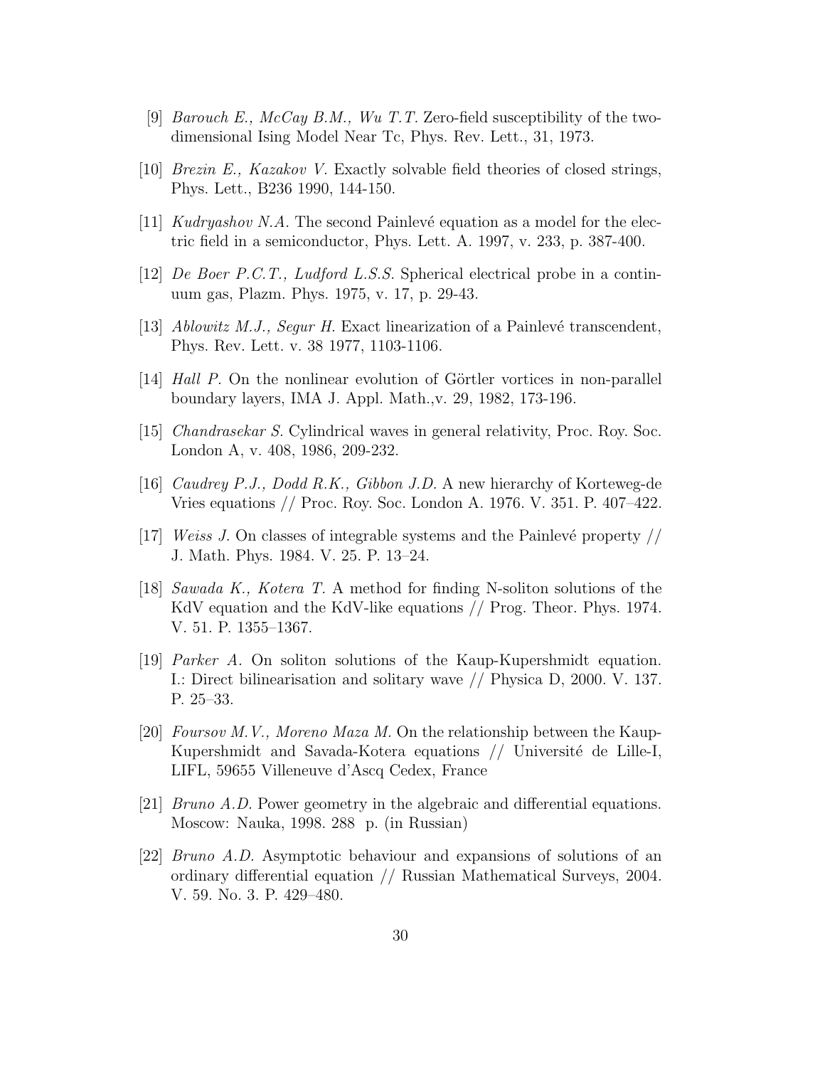[9] *Barouch E., McCay B.M., Wu T.T.* Zero-field susceptibility of the two-dimensional Ising Model Near Tc, Phys. Rev. Lett., 31, 1973.

[10] *Brezin E., Kazakov V.* Exactly solvable field theories of closed strings, Phys. Lett., B236 1990, 144-150.

[11] *Kudryashov N.A.* The second Painlevé equation as a model for the electric field in a semiconductor, Phys. Lett. A. 1997, v. 233, p. 387-400.

[12] *De Boer P.C.T., Ludford L.S.S.* Spherical electrical probe in a continuum gas, Plazm. Phys. 1975, v. 17, p. 29-43.

[13] *Ablowitz M.J., Segur H.* Exact linearization of a Painlevé transcendent, Phys. Rev. Lett. v. 38 1977, 1103-1106.

[14] *Hall P.* On the nonlinear evolution of Görtler vortices in non-parallel boundary layers, IMA J. Appl. Math.,v. 29, 1982, 173-196.

[15] *Chandrasekar S.* Cylindrical waves in general relativity, Proc. Roy. Soc. London A, v. 408, 1986, 209-232.

[16] *Caudrey P.J., Dodd R.K., Gibbon J.D.* A new hierarchy of Korteweg-de Vries equations // Proc. Roy. Soc. London A. 1976. V. 351. P. 407–422.

[17] *Weiss J.* On classes of integrable systems and the Painlevé property // J. Math. Phys. 1984. V. 25. P. 13–24.

[18] *Sawada K., Kotera T.* A method for finding N-soliton solutions of the KdV equation and the KdV-like equations // Prog. Theor. Phys. 1974. V. 51. P. 1355–1367.

[19] *Parker A.* On soliton solutions of the Kaup-Kupershmidt equation. I.: Direct bilinearisation and solitary wave // Physica D, 2000. V. 137. P. 25–33.

[20] *Foursov M.V., Moreno Maza M.* On the relationship between the Kaup-Kupershmidt and Savada-Kotera equations // Université de Lille-I, LIFL, 59655 Villeneuve d'Ascq Cedex, France

[21] *Bruno A.D.* Power geometry in the algebraic and differential equations. Moscow: Nauka, 1998. 288 p. (in Russian)

[22] *Bruno A.D.* Asymptotic behaviour and expansions of solutions of an ordinary differential equation // Russian Mathematical Surveys, 2004. V. 59. No. 3. P. 429–480.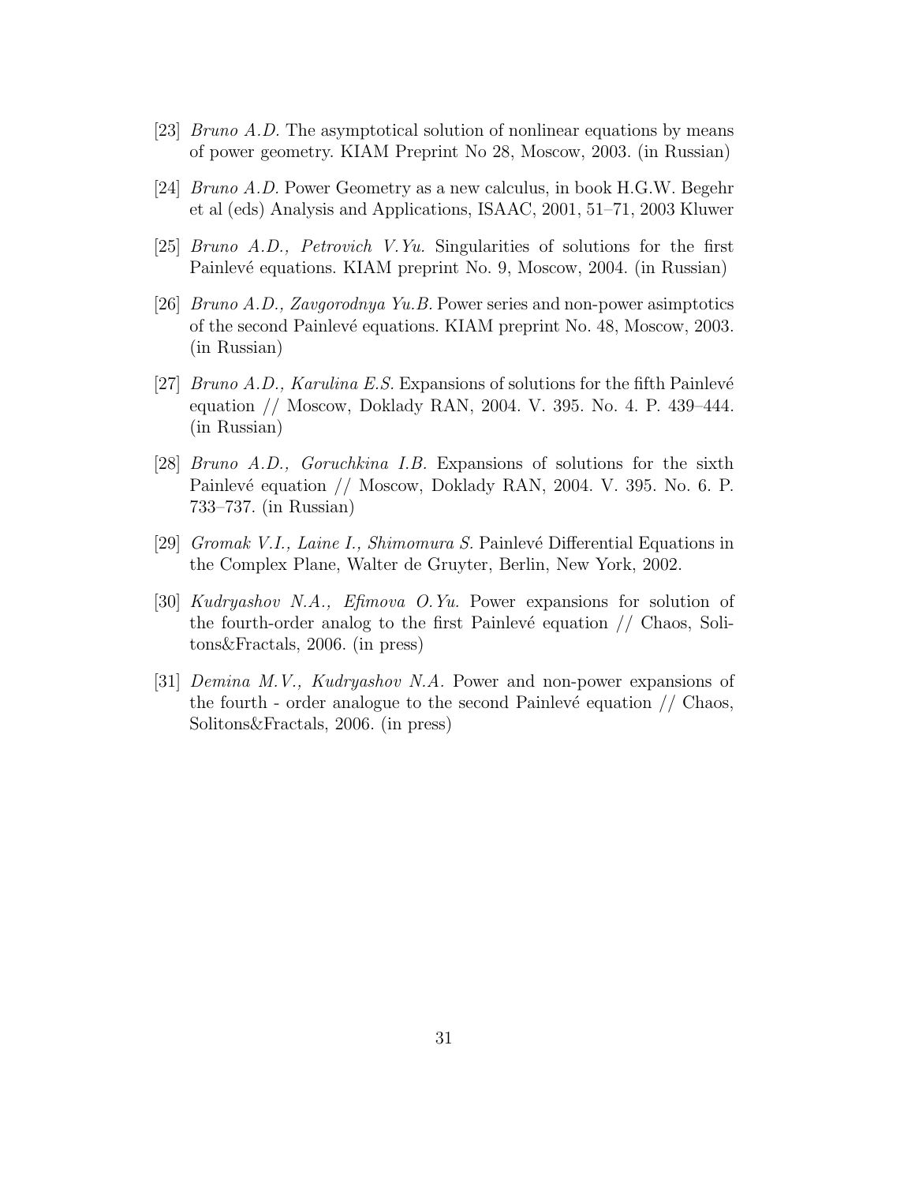[23] *Bruno A.D.* The asymptotical solution of nonlinear equations by means of power geometry. KIAM Preprint No 28, Moscow, 2003. (in Russian)

[24] *Bruno A.D.* Power Geometry as a new calculus, in book H.G.W. Begehr et al (eds) Analysis and Applications, ISAAC, 2001, 51–71, 2003 Kluwer

[25] *Bruno A.D., Petrovich V.Yu.* Singularities of solutions for the first Painlevé equations. KIAM preprint No. 9, Moscow, 2004. (in Russian)

[26] *Bruno A.D., Zavgorodnya Yu.B.* Power series and non-power asimptotics of the second Painlevé equations. KIAM preprint No. 48, Moscow, 2003. (in Russian)

[27] *Bruno A.D., Karulina E.S.* Expansions of solutions for the fifth Painlevé equation // Moscow, Doklady RAN, 2004. V. 395. No. 4. P. 439–444. (in Russian)

[28] *Bruno A.D., Goruchkina I.B.* Expansions of solutions for the sixth Painlevé equation // Moscow, Doklady RAN, 2004. V. 395. No. 6. P. 733–737. (in Russian)

[29] *Gromak V.I., Laine I., Shimomura S.* Painlevé Differential Equations in the Complex Plane, Walter de Gruyter, Berlin, New York, 2002.

[30] *Kudryashov N.A., Efimova O.Yu.* Power expansions for solution of the fourth-order analog to the first Painlevé equation // Chaos, Solitons&Fractals, 2006. (in press)

[31] *Demina M.V., Kudryashov N.A.* Power and non-power expansions of the fourth - order analogue to the second Painlevé equation // Chaos, Solitons&Fractals, 2006. (in press)